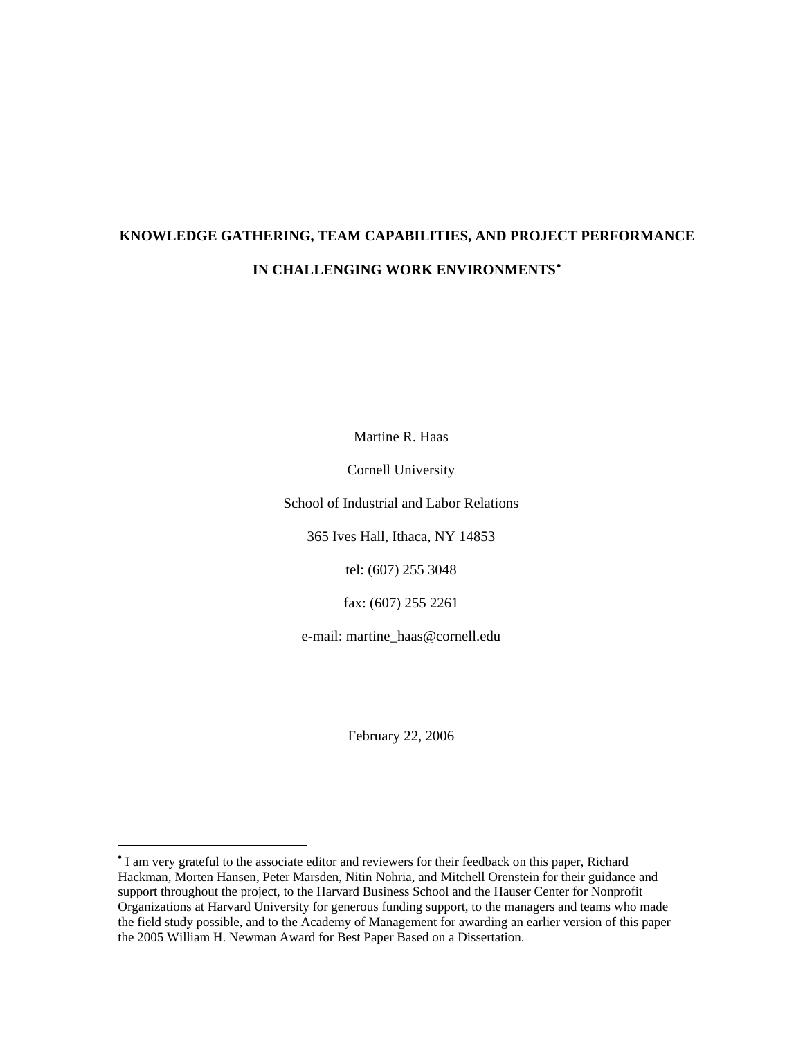# KNOWLEDGE GATHERING, TEAM CAPABILITIES, AND PROJECT PERFORMANCE IN CHALLENGING WORK ENVIRONMENTS[•]

Martine R. Haas

Cornell University

School of Industrial and Labor Relations

365 Ives Hall, Ithaca, NY 14853

tel: (607) 255 3048

fax: (607) 255 2261

e-mail: martine_haas@cornell.edu

February 22, 2006

---

[•] I am very grateful to the associate editor and reviewers for their feedback on this paper, Richard Hackman, Morten Hansen, Peter Marsden, Nitin Nohria, and Mitchell Orenstein for their guidance and support throughout the project, to the Harvard Business School and the Hauser Center for Nonprofit Organizations at Harvard University for generous funding support, to the managers and teams who made the field study possible, and to the Academy of Management for awarding an earlier version of this paper the 2005 William H. Newman Award for Best Paper Based on a Dissertation.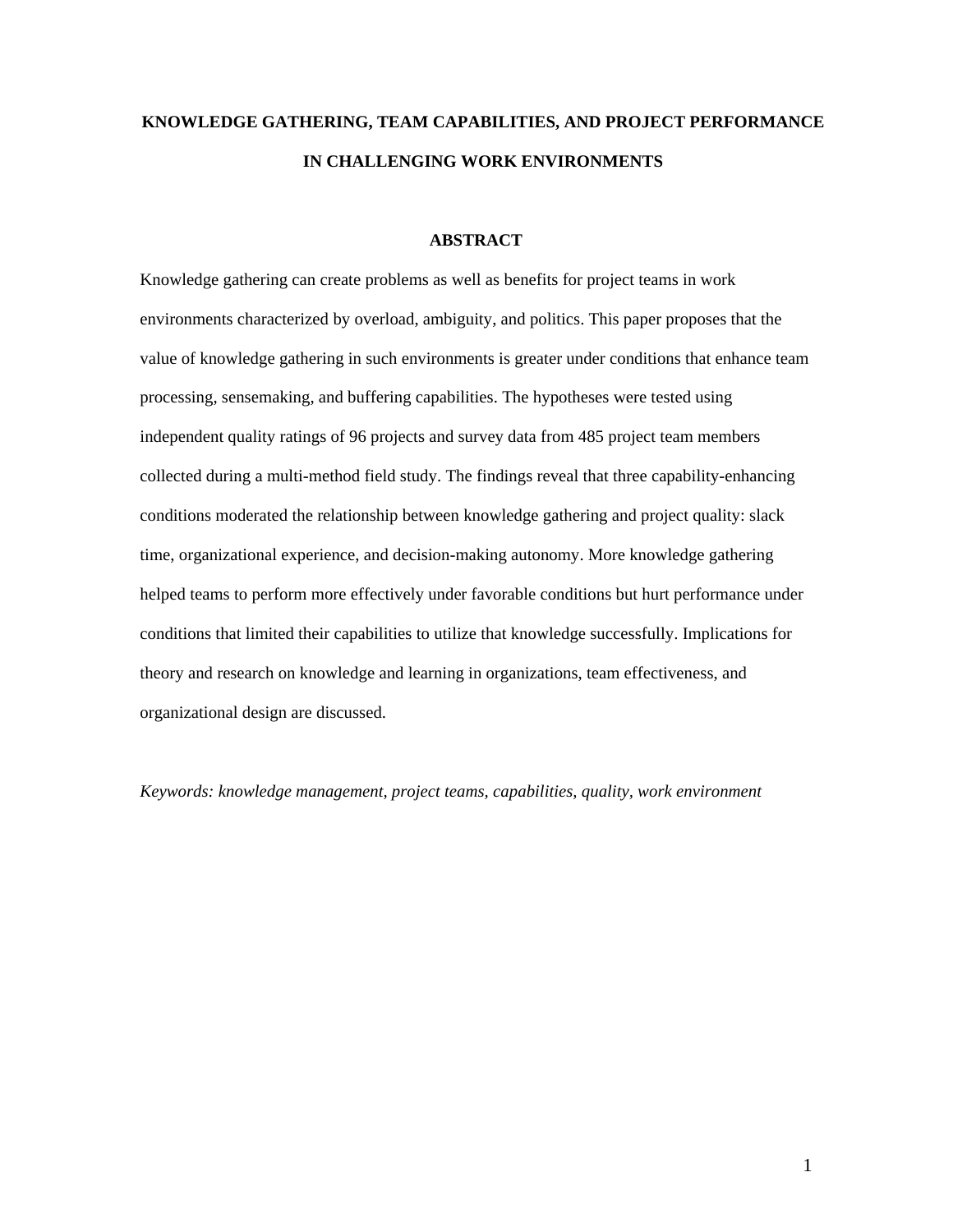# KNOWLEDGE GATHERING, TEAM CAPABILITIES, AND PROJECT PERFORMANCE IN CHALLENGING WORK ENVIRONMENTS

## ABSTRACT

Knowledge gathering can create problems as well as benefits for project teams in work environments characterized by overload, ambiguity, and politics. This paper proposes that the value of knowledge gathering in such environments is greater under conditions that enhance team processing, sensemaking, and buffering capabilities. The hypotheses were tested using independent quality ratings of 96 projects and survey data from 485 project team members collected during a multi-method field study. The findings reveal that three capability-enhancing conditions moderated the relationship between knowledge gathering and project quality: slack time, organizational experience, and decision-making autonomy. More knowledge gathering helped teams to perform more effectively under favorable conditions but hurt performance under conditions that limited their capabilities to utilize that knowledge successfully. Implications for theory and research on knowledge and learning in organizations, team effectiveness, and organizational design are discussed.

*Keywords: knowledge management, project teams, capabilities, quality, work environment*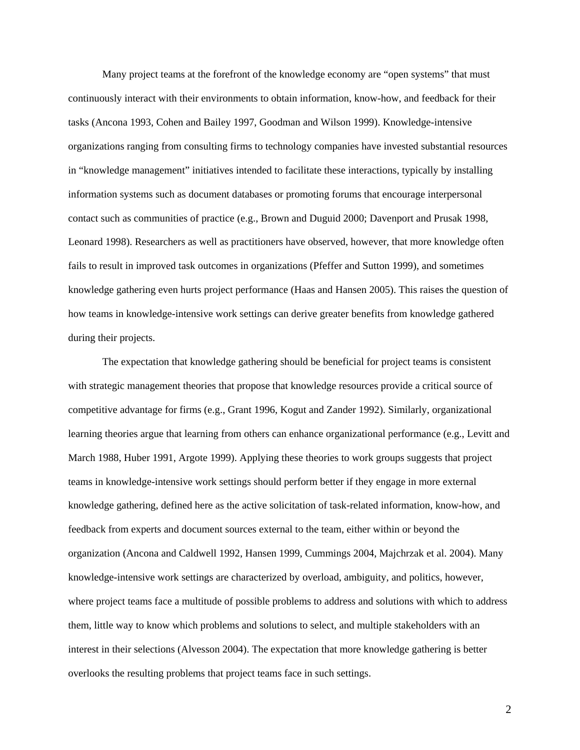Many project teams at the forefront of the knowledge economy are "open systems" that must continuously interact with their environments to obtain information, know-how, and feedback for their tasks (Ancona 1993, Cohen and Bailey 1997, Goodman and Wilson 1999). Knowledge-intensive organizations ranging from consulting firms to technology companies have invested substantial resources in "knowledge management" initiatives intended to facilitate these interactions, typically by installing information systems such as document databases or promoting forums that encourage interpersonal contact such as communities of practice (e.g., Brown and Duguid 2000; Davenport and Prusak 1998, Leonard 1998). Researchers as well as practitioners have observed, however, that more knowledge often fails to result in improved task outcomes in organizations (Pfeffer and Sutton 1999), and sometimes knowledge gathering even hurts project performance (Haas and Hansen 2005). This raises the question of how teams in knowledge-intensive work settings can derive greater benefits from knowledge gathered during their projects.

The expectation that knowledge gathering should be beneficial for project teams is consistent with strategic management theories that propose that knowledge resources provide a critical source of competitive advantage for firms (e.g., Grant 1996, Kogut and Zander 1992). Similarly, organizational learning theories argue that learning from others can enhance organizational performance (e.g., Levitt and March 1988, Huber 1991, Argote 1999). Applying these theories to work groups suggests that project teams in knowledge-intensive work settings should perform better if they engage in more external knowledge gathering, defined here as the active solicitation of task-related information, know-how, and feedback from experts and document sources external to the team, either within or beyond the organization (Ancona and Caldwell 1992, Hansen 1999, Cummings 2004, Majchrzak et al. 2004). Many knowledge-intensive work settings are characterized by overload, ambiguity, and politics, however, where project teams face a multitude of possible problems to address and solutions with which to address them, little way to know which problems and solutions to select, and multiple stakeholders with an interest in their selections (Alvesson 2004). The expectation that more knowledge gathering is better overlooks the resulting problems that project teams face in such settings.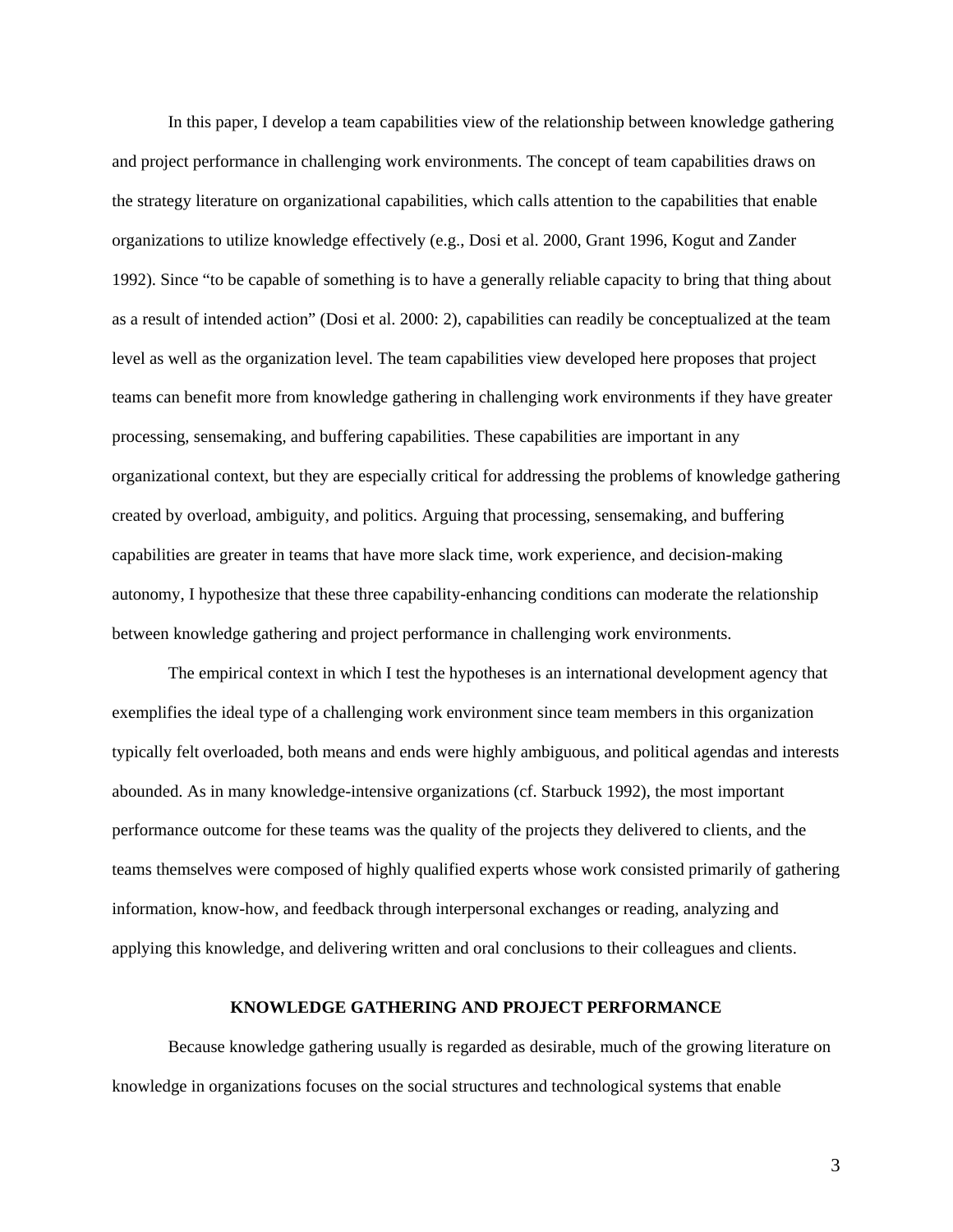In this paper, I develop a team capabilities view of the relationship between knowledge gathering and project performance in challenging work environments. The concept of team capabilities draws on the strategy literature on organizational capabilities, which calls attention to the capabilities that enable organizations to utilize knowledge effectively (e.g., Dosi et al. 2000, Grant 1996, Kogut and Zander 1992). Since "to be capable of something is to have a generally reliable capacity to bring that thing about as a result of intended action" (Dosi et al. 2000: 2), capabilities can readily be conceptualized at the team level as well as the organization level. The team capabilities view developed here proposes that project teams can benefit more from knowledge gathering in challenging work environments if they have greater processing, sensemaking, and buffering capabilities. These capabilities are important in any organizational context, but they are especially critical for addressing the problems of knowledge gathering created by overload, ambiguity, and politics. Arguing that processing, sensemaking, and buffering capabilities are greater in teams that have more slack time, work experience, and decision-making autonomy, I hypothesize that these three capability-enhancing conditions can moderate the relationship between knowledge gathering and project performance in challenging work environments.

The empirical context in which I test the hypotheses is an international development agency that exemplifies the ideal type of a challenging work environment since team members in this organization typically felt overloaded, both means and ends were highly ambiguous, and political agendas and interests abounded. As in many knowledge-intensive organizations (cf. Starbuck 1992), the most important performance outcome for these teams was the quality of the projects they delivered to clients, and the teams themselves were composed of highly qualified experts whose work consisted primarily of gathering information, know-how, and feedback through interpersonal exchanges or reading, analyzing and applying this knowledge, and delivering written and oral conclusions to their colleagues and clients.

## KNOWLEDGE GATHERING AND PROJECT PERFORMANCE

Because knowledge gathering usually is regarded as desirable, much of the growing literature on knowledge in organizations focuses on the social structures and technological systems that enable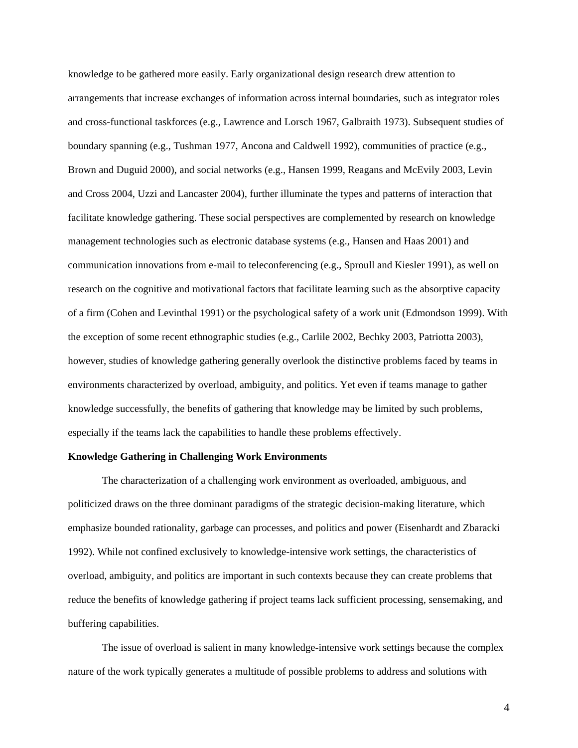knowledge to be gathered more easily. Early organizational design research drew attention to arrangements that increase exchanges of information across internal boundaries, such as integrator roles and cross-functional taskforces (e.g., Lawrence and Lorsch 1967, Galbraith 1973). Subsequent studies of boundary spanning (e.g., Tushman 1977, Ancona and Caldwell 1992), communities of practice (e.g., Brown and Duguid 2000), and social networks (e.g., Hansen 1999, Reagans and McEvily 2003, Levin and Cross 2004, Uzzi and Lancaster 2004), further illuminate the types and patterns of interaction that facilitate knowledge gathering. These social perspectives are complemented by research on knowledge management technologies such as electronic database systems (e.g., Hansen and Haas 2001) and communication innovations from e-mail to teleconferencing (e.g., Sproull and Kiesler 1991), as well on research on the cognitive and motivational factors that facilitate learning such as the absorptive capacity of a firm (Cohen and Levinthal 1991) or the psychological safety of a work unit (Edmondson 1999). With the exception of some recent ethnographic studies (e.g., Carlile 2002, Bechky 2003, Patriotta 2003), however, studies of knowledge gathering generally overlook the distinctive problems faced by teams in environments characterized by overload, ambiguity, and politics. Yet even if teams manage to gather knowledge successfully, the benefits of gathering that knowledge may be limited by such problems, especially if the teams lack the capabilities to handle these problems effectively.

**Knowledge Gathering in Challenging Work Environments**

The characterization of a challenging work environment as overloaded, ambiguous, and politicized draws on the three dominant paradigms of the strategic decision-making literature, which emphasize bounded rationality, garbage can processes, and politics and power (Eisenhardt and Zbaracki 1992). While not confined exclusively to knowledge-intensive work settings, the characteristics of overload, ambiguity, and politics are important in such contexts because they can create problems that reduce the benefits of knowledge gathering if project teams lack sufficient processing, sensemaking, and buffering capabilities.

The issue of overload is salient in many knowledge-intensive work settings because the complex nature of the work typically generates a multitude of possible problems to address and solutions with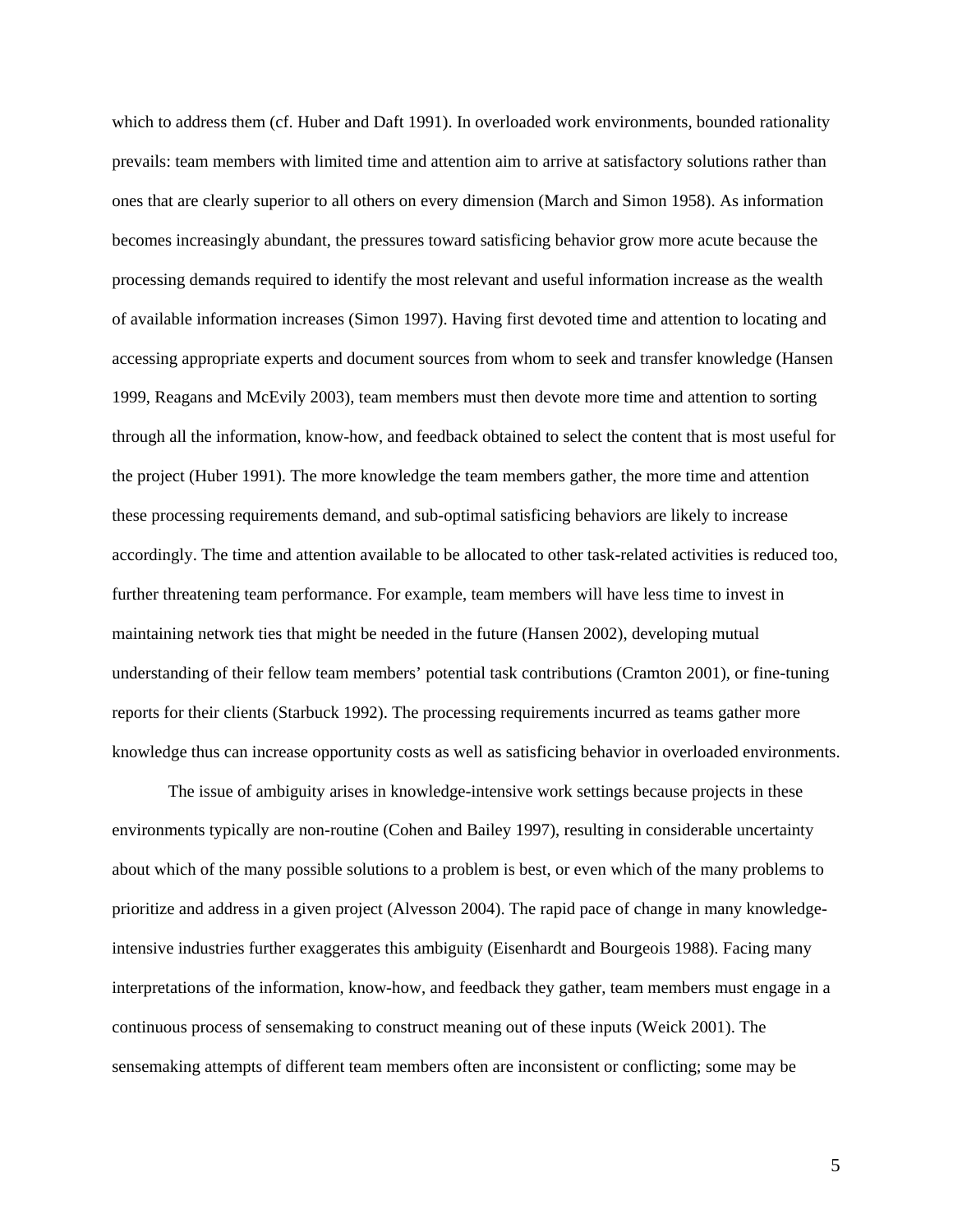which to address them (cf. Huber and Daft 1991). In overloaded work environments, bounded rationality prevails: team members with limited time and attention aim to arrive at satisfactory solutions rather than ones that are clearly superior to all others on every dimension (March and Simon 1958). As information becomes increasingly abundant, the pressures toward satisficing behavior grow more acute because the processing demands required to identify the most relevant and useful information increase as the wealth of available information increases (Simon 1997). Having first devoted time and attention to locating and accessing appropriate experts and document sources from whom to seek and transfer knowledge (Hansen 1999, Reagans and McEvily 2003), team members must then devote more time and attention to sorting through all the information, know-how, and feedback obtained to select the content that is most useful for the project (Huber 1991). The more knowledge the team members gather, the more time and attention these processing requirements demand, and sub-optimal satisficing behaviors are likely to increase accordingly. The time and attention available to be allocated to other task-related activities is reduced too, further threatening team performance. For example, team members will have less time to invest in maintaining network ties that might be needed in the future (Hansen 2002), developing mutual understanding of their fellow team members' potential task contributions (Cramton 2001), or fine-tuning reports for their clients (Starbuck 1992). The processing requirements incurred as teams gather more knowledge thus can increase opportunity costs as well as satisficing behavior in overloaded environments.

The issue of ambiguity arises in knowledge-intensive work settings because projects in these environments typically are non-routine (Cohen and Bailey 1997), resulting in considerable uncertainty about which of the many possible solutions to a problem is best, or even which of the many problems to prioritize and address in a given project (Alvesson 2004). The rapid pace of change in many knowledge-intensive industries further exaggerates this ambiguity (Eisenhardt and Bourgeois 1988). Facing many interpretations of the information, know-how, and feedback they gather, team members must engage in a continuous process of sensemaking to construct meaning out of these inputs (Weick 2001). The sensemaking attempts of different team members often are inconsistent or conflicting; some may be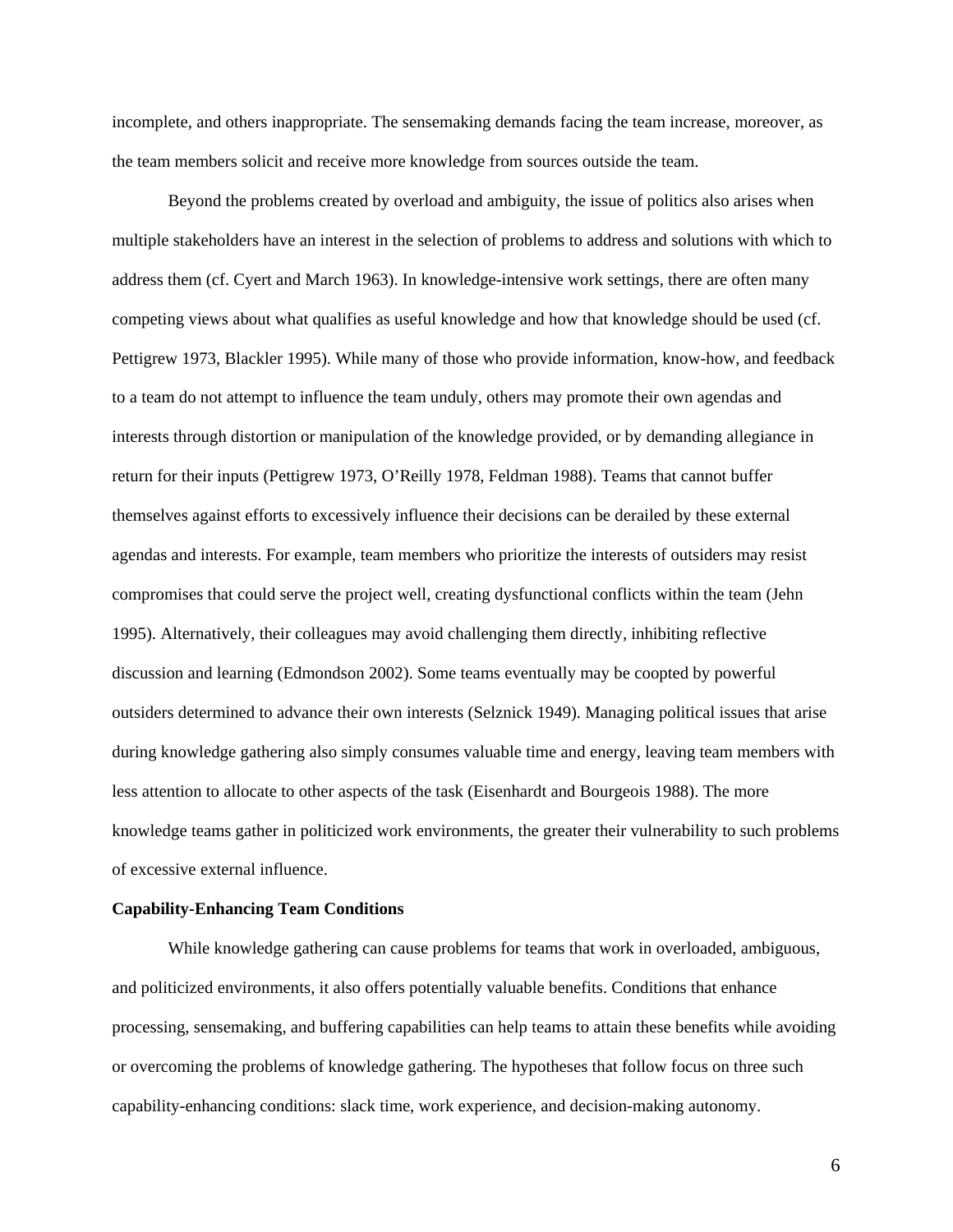incomplete, and others inappropriate. The sensemaking demands facing the team increase, moreover, as the team members solicit and receive more knowledge from sources outside the team.

Beyond the problems created by overload and ambiguity, the issue of politics also arises when multiple stakeholders have an interest in the selection of problems to address and solutions with which to address them (cf. Cyert and March 1963). In knowledge-intensive work settings, there are often many competing views about what qualifies as useful knowledge and how that knowledge should be used (cf. Pettigrew 1973, Blackler 1995). While many of those who provide information, know-how, and feedback to a team do not attempt to influence the team unduly, others may promote their own agendas and interests through distortion or manipulation of the knowledge provided, or by demanding allegiance in return for their inputs (Pettigrew 1973, O'Reilly 1978, Feldman 1988). Teams that cannot buffer themselves against efforts to excessively influence their decisions can be derailed by these external agendas and interests. For example, team members who prioritize the interests of outsiders may resist compromises that could serve the project well, creating dysfunctional conflicts within the team (Jehn 1995). Alternatively, their colleagues may avoid challenging them directly, inhibiting reflective discussion and learning (Edmondson 2002). Some teams eventually may be coopted by powerful outsiders determined to advance their own interests (Selznick 1949). Managing political issues that arise during knowledge gathering also simply consumes valuable time and energy, leaving team members with less attention to allocate to other aspects of the task (Eisenhardt and Bourgeois 1988). The more knowledge teams gather in politicized work environments, the greater their vulnerability to such problems of excessive external influence.

**Capability-Enhancing Team Conditions**

While knowledge gathering can cause problems for teams that work in overloaded, ambiguous, and politicized environments, it also offers potentially valuable benefits. Conditions that enhance processing, sensemaking, and buffering capabilities can help teams to attain these benefits while avoiding or overcoming the problems of knowledge gathering. The hypotheses that follow focus on three such capability-enhancing conditions: slack time, work experience, and decision-making autonomy.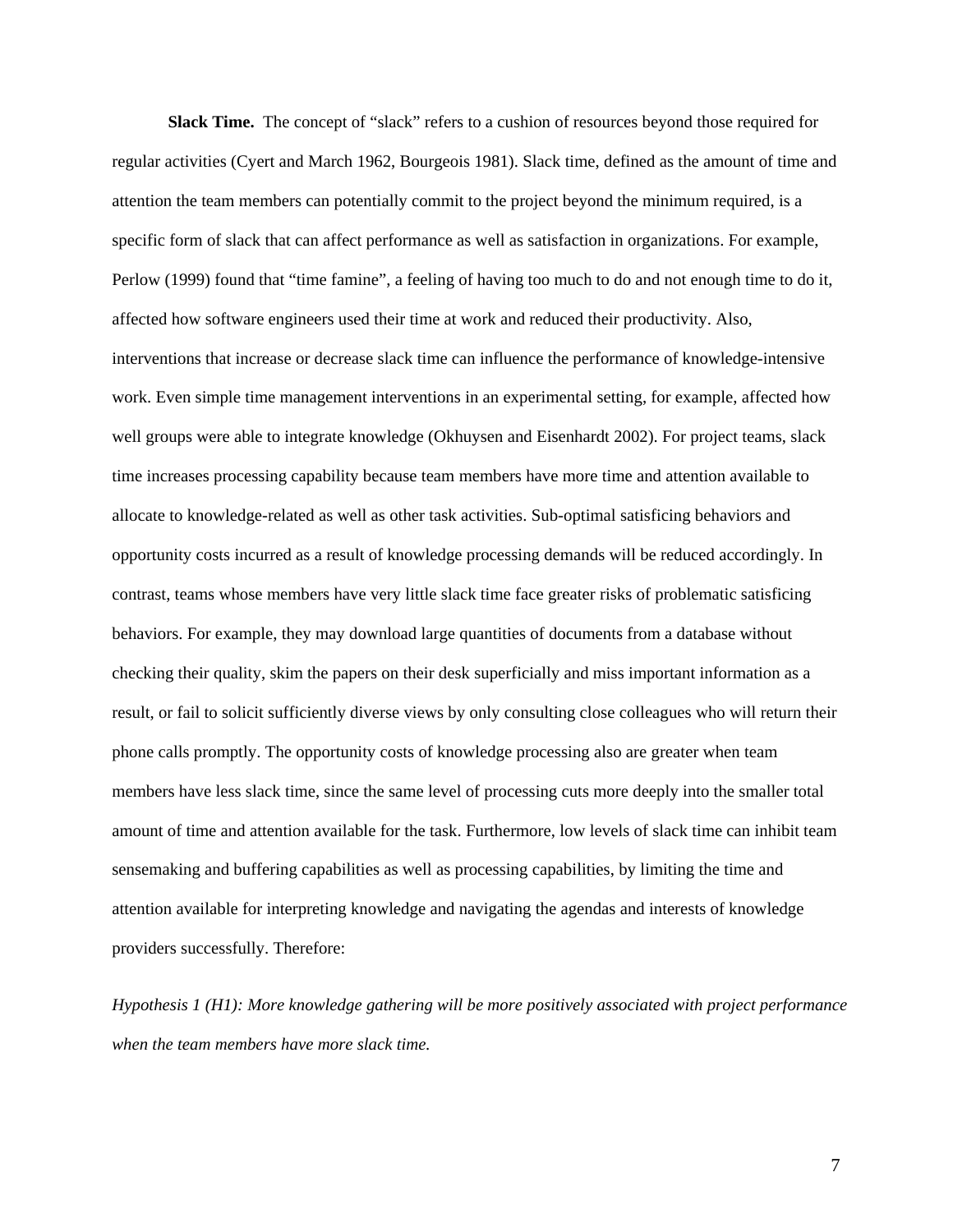**Slack Time.** The concept of "slack" refers to a cushion of resources beyond those required for regular activities (Cyert and March 1962, Bourgeois 1981). Slack time, defined as the amount of time and attention the team members can potentially commit to the project beyond the minimum required, is a specific form of slack that can affect performance as well as satisfaction in organizations. For example, Perlow (1999) found that "time famine", a feeling of having too much to do and not enough time to do it, affected how software engineers used their time at work and reduced their productivity. Also, interventions that increase or decrease slack time can influence the performance of knowledge-intensive work. Even simple time management interventions in an experimental setting, for example, affected how well groups were able to integrate knowledge (Okhuysen and Eisenhardt 2002). For project teams, slack time increases processing capability because team members have more time and attention available to allocate to knowledge-related as well as other task activities. Sub-optimal satisficing behaviors and opportunity costs incurred as a result of knowledge processing demands will be reduced accordingly. In contrast, teams whose members have very little slack time face greater risks of problematic satisficing behaviors. For example, they may download large quantities of documents from a database without checking their quality, skim the papers on their desk superficially and miss important information as a result, or fail to solicit sufficiently diverse views by only consulting close colleagues who will return their phone calls promptly. The opportunity costs of knowledge processing also are greater when team members have less slack time, since the same level of processing cuts more deeply into the smaller total amount of time and attention available for the task. Furthermore, low levels of slack time can inhibit team sensemaking and buffering capabilities as well as processing capabilities, by limiting the time and attention available for interpreting knowledge and navigating the agendas and interests of knowledge providers successfully. Therefore:

*Hypothesis 1 (H1): More knowledge gathering will be more positively associated with project performance when the team members have more slack time.*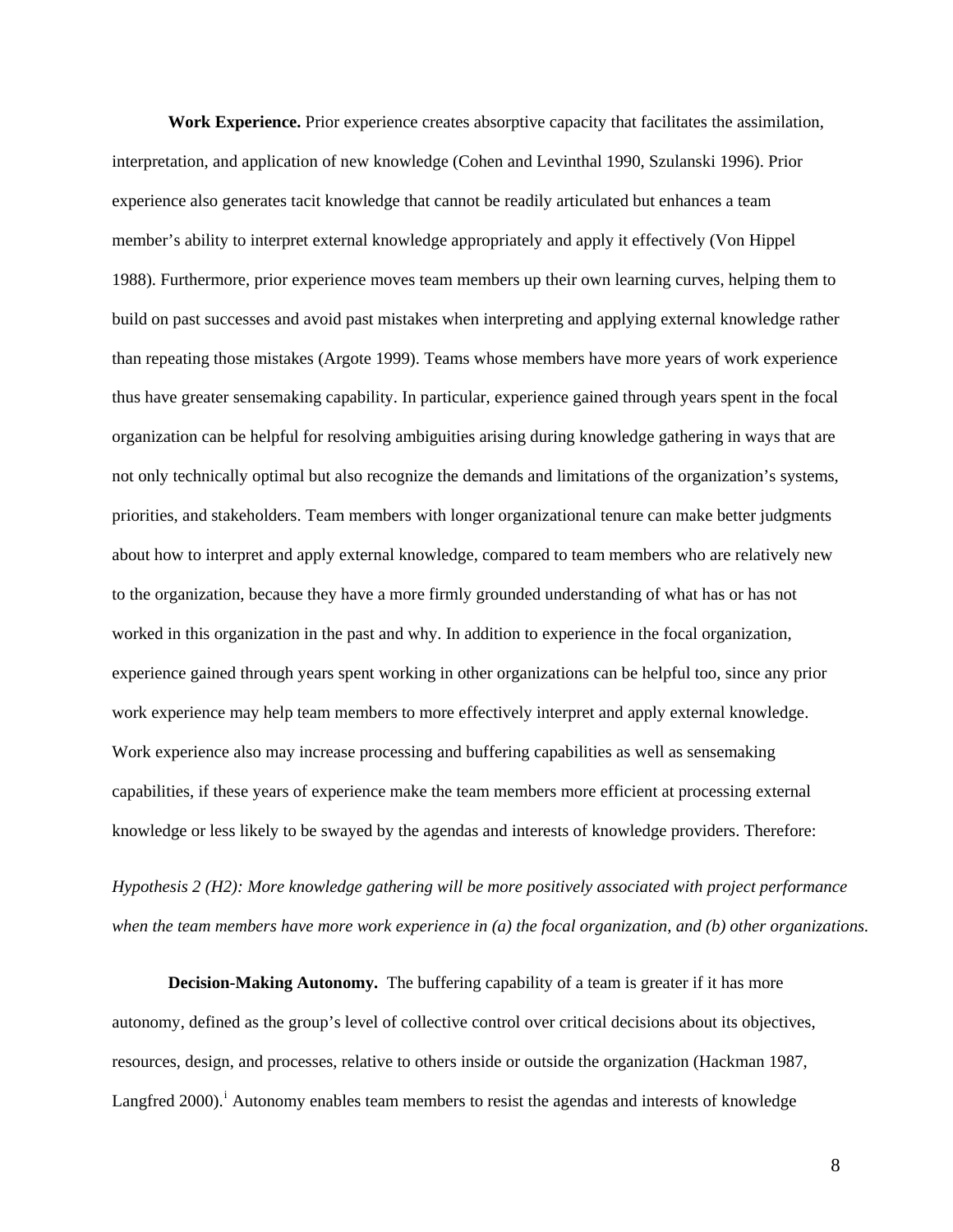**Work Experience.** Prior experience creates absorptive capacity that facilitates the assimilation, interpretation, and application of new knowledge (Cohen and Levinthal 1990, Szulanski 1996). Prior experience also generates tacit knowledge that cannot be readily articulated but enhances a team member's ability to interpret external knowledge appropriately and apply it effectively (Von Hippel 1988). Furthermore, prior experience moves team members up their own learning curves, helping them to build on past successes and avoid past mistakes when interpreting and applying external knowledge rather than repeating those mistakes (Argote 1999). Teams whose members have more years of work experience thus have greater sensemaking capability. In particular, experience gained through years spent in the focal organization can be helpful for resolving ambiguities arising during knowledge gathering in ways that are not only technically optimal but also recognize the demands and limitations of the organization's systems, priorities, and stakeholders. Team members with longer organizational tenure can make better judgments about how to interpret and apply external knowledge, compared to team members who are relatively new to the organization, because they have a more firmly grounded understanding of what has or has not worked in this organization in the past and why. In addition to experience in the focal organization, experience gained through years spent working in other organizations can be helpful too, since any prior work experience may help team members to more effectively interpret and apply external knowledge. Work experience also may increase processing and buffering capabilities as well as sensemaking capabilities, if these years of experience make the team members more efficient at processing external knowledge or less likely to be swayed by the agendas and interests of knowledge providers. Therefore:

*Hypothesis 2 (H2): More knowledge gathering will be more positively associated with project performance when the team members have more work experience in (a) the focal organization, and (b) other organizations.*

**Decision-Making Autonomy.** The buffering capability of a team is greater if it has more autonomy, defined as the group's level of collective control over critical decisions about its objectives, resources, design, and processes, relative to others inside or outside the organization (Hackman 1987, Langfred 2000).[i] Autonomy enables team members to resist the agendas and interests of knowledge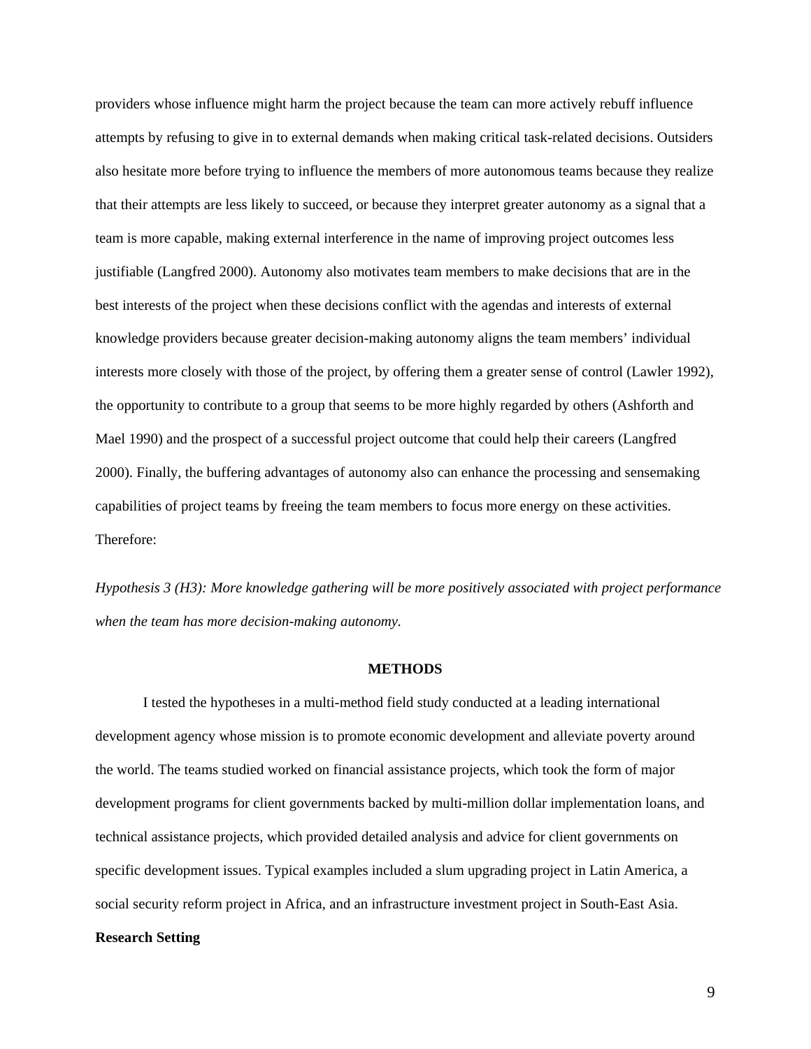providers whose influence might harm the project because the team can more actively rebuff influence attempts by refusing to give in to external demands when making critical task-related decisions. Outsiders also hesitate more before trying to influence the members of more autonomous teams because they realize that their attempts are less likely to succeed, or because they interpret greater autonomy as a signal that a team is more capable, making external interference in the name of improving project outcomes less justifiable (Langfred 2000). Autonomy also motivates team members to make decisions that are in the best interests of the project when these decisions conflict with the agendas and interests of external knowledge providers because greater decision-making autonomy aligns the team members' individual interests more closely with those of the project, by offering them a greater sense of control (Lawler 1992), the opportunity to contribute to a group that seems to be more highly regarded by others (Ashforth and Mael 1990) and the prospect of a successful project outcome that could help their careers (Langfred 2000). Finally, the buffering advantages of autonomy also can enhance the processing and sensemaking capabilities of project teams by freeing the team members to focus more energy on these activities. Therefore:

*Hypothesis 3 (H3): More knowledge gathering will be more positively associated with project performance when the team has more decision-making autonomy.*

## METHODS

I tested the hypotheses in a multi-method field study conducted at a leading international development agency whose mission is to promote economic development and alleviate poverty around the world. The teams studied worked on financial assistance projects, which took the form of major development programs for client governments backed by multi-million dollar implementation loans, and technical assistance projects, which provided detailed analysis and advice for client governments on specific development issues. Typical examples included a slum upgrading project in Latin America, a social security reform project in Africa, and an infrastructure investment project in South-East Asia.

### Research Setting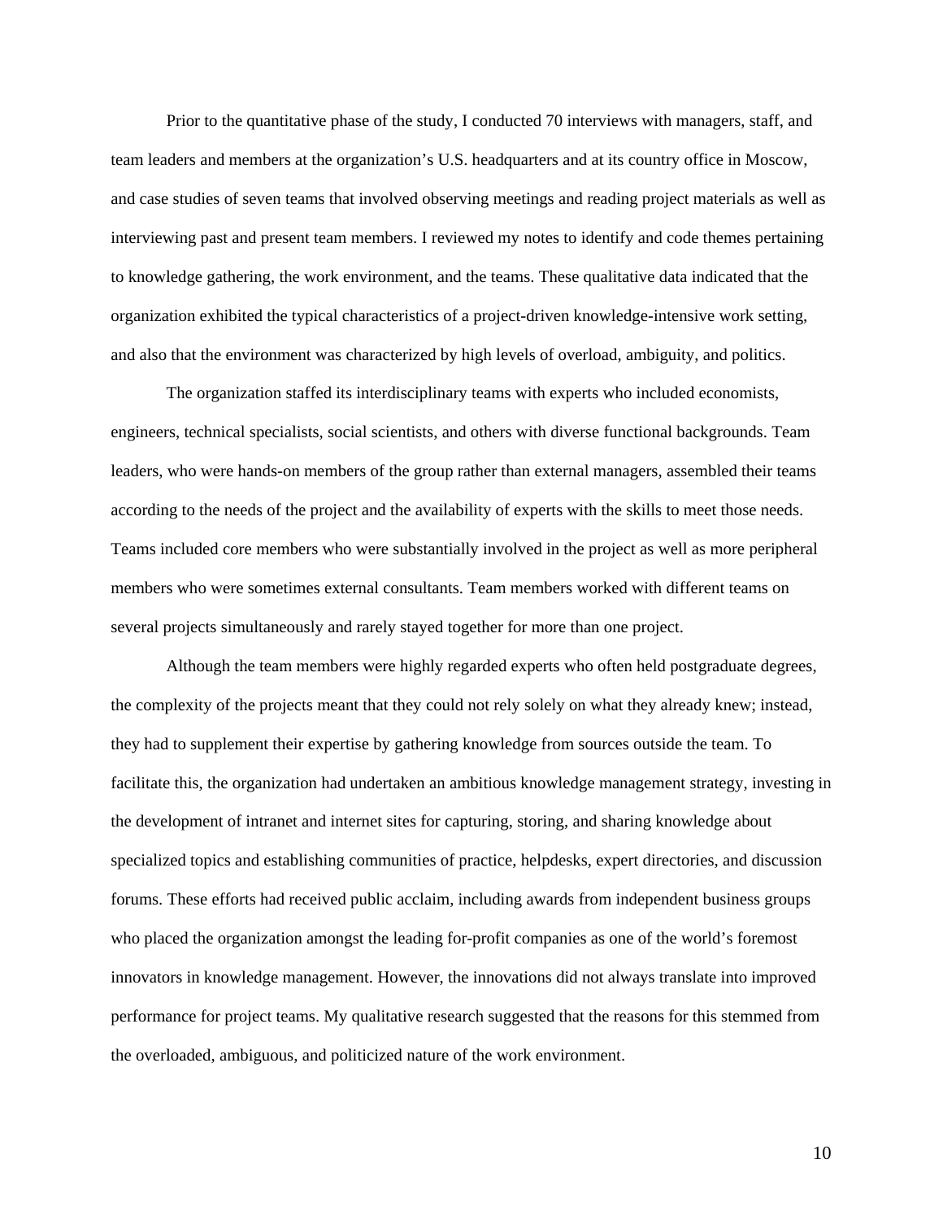Prior to the quantitative phase of the study, I conducted 70 interviews with managers, staff, and team leaders and members at the organization's U.S. headquarters and at its country office in Moscow, and case studies of seven teams that involved observing meetings and reading project materials as well as interviewing past and present team members. I reviewed my notes to identify and code themes pertaining to knowledge gathering, the work environment, and the teams. These qualitative data indicated that the organization exhibited the typical characteristics of a project-driven knowledge-intensive work setting, and also that the environment was characterized by high levels of overload, ambiguity, and politics.

The organization staffed its interdisciplinary teams with experts who included economists, engineers, technical specialists, social scientists, and others with diverse functional backgrounds. Team leaders, who were hands-on members of the group rather than external managers, assembled their teams according to the needs of the project and the availability of experts with the skills to meet those needs. Teams included core members who were substantially involved in the project as well as more peripheral members who were sometimes external consultants. Team members worked with different teams on several projects simultaneously and rarely stayed together for more than one project.

Although the team members were highly regarded experts who often held postgraduate degrees, the complexity of the projects meant that they could not rely solely on what they already knew; instead, they had to supplement their expertise by gathering knowledge from sources outside the team. To facilitate this, the organization had undertaken an ambitious knowledge management strategy, investing in the development of intranet and internet sites for capturing, storing, and sharing knowledge about specialized topics and establishing communities of practice, helpdesks, expert directories, and discussion forums. These efforts had received public acclaim, including awards from independent business groups who placed the organization amongst the leading for-profit companies as one of the world's foremost innovators in knowledge management. However, the innovations did not always translate into improved performance for project teams. My qualitative research suggested that the reasons for this stemmed from the overloaded, ambiguous, and politicized nature of the work environment.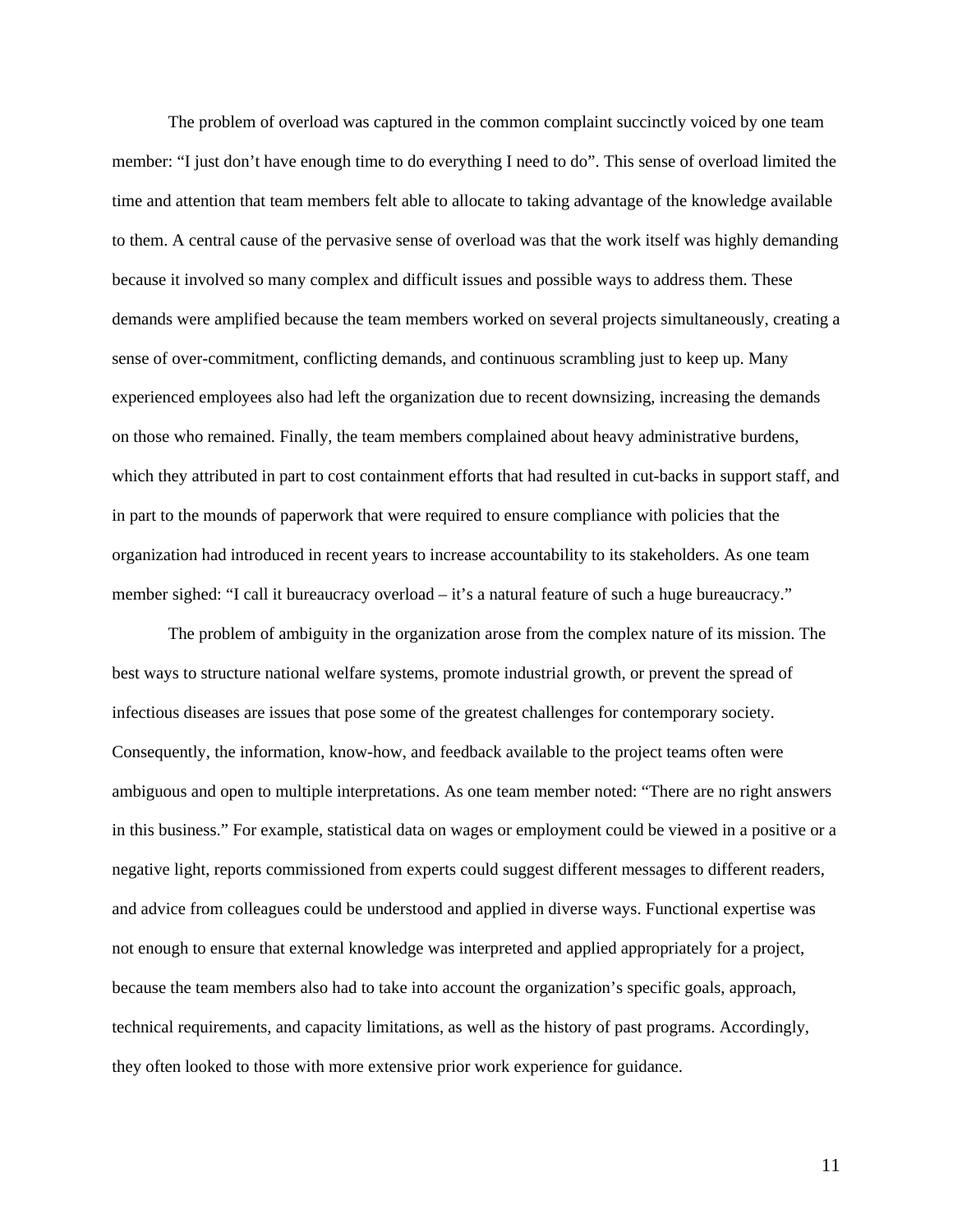The problem of overload was captured in the common complaint succinctly voiced by one team member: “I just don’t have enough time to do everything I need to do”. This sense of overload limited the time and attention that team members felt able to allocate to taking advantage of the knowledge available to them. A central cause of the pervasive sense of overload was that the work itself was highly demanding because it involved so many complex and difficult issues and possible ways to address them. These demands were amplified because the team members worked on several projects simultaneously, creating a sense of over-commitment, conflicting demands, and continuous scrambling just to keep up. Many experienced employees also had left the organization due to recent downsizing, increasing the demands on those who remained. Finally, the team members complained about heavy administrative burdens, which they attributed in part to cost containment efforts that had resulted in cut-backs in support staff, and in part to the mounds of paperwork that were required to ensure compliance with policies that the organization had introduced in recent years to increase accountability to its stakeholders. As one team member sighed: “I call it bureaucracy overload – it’s a natural feature of such a huge bureaucracy.”

The problem of ambiguity in the organization arose from the complex nature of its mission. The best ways to structure national welfare systems, promote industrial growth, or prevent the spread of infectious diseases are issues that pose some of the greatest challenges for contemporary society. Consequently, the information, know-how, and feedback available to the project teams often were ambiguous and open to multiple interpretations. As one team member noted: “There are no right answers in this business.” For example, statistical data on wages or employment could be viewed in a positive or a negative light, reports commissioned from experts could suggest different messages to different readers, and advice from colleagues could be understood and applied in diverse ways. Functional expertise was not enough to ensure that external knowledge was interpreted and applied appropriately for a project, because the team members also had to take into account the organization’s specific goals, approach, technical requirements, and capacity limitations, as well as the history of past programs. Accordingly, they often looked to those with more extensive prior work experience for guidance.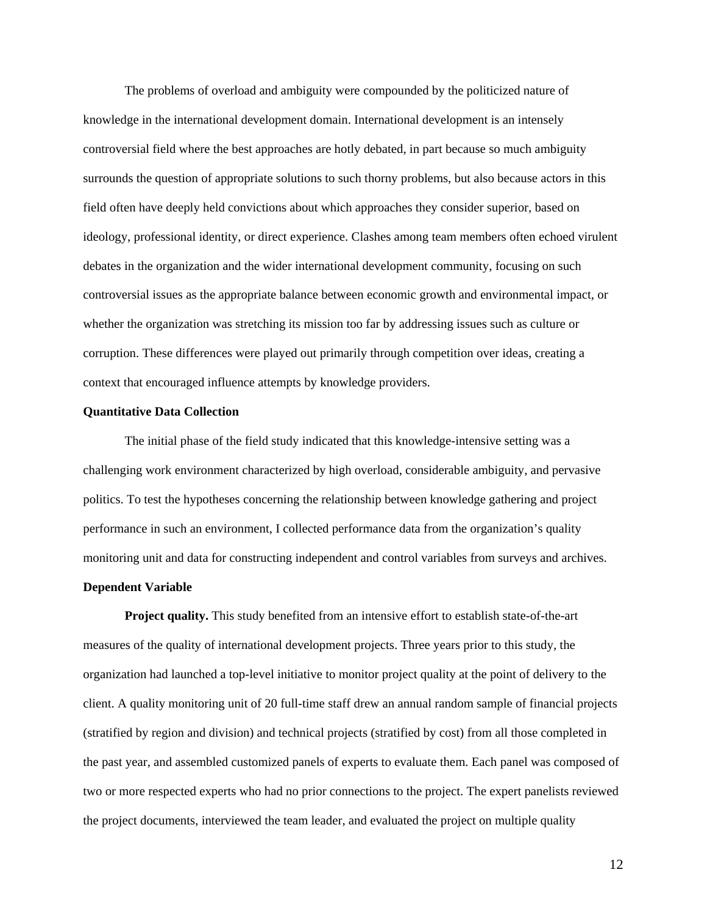The problems of overload and ambiguity were compounded by the politicized nature of knowledge in the international development domain. International development is an intensely controversial field where the best approaches are hotly debated, in part because so much ambiguity surrounds the question of appropriate solutions to such thorny problems, but also because actors in this field often have deeply held convictions about which approaches they consider superior, based on ideology, professional identity, or direct experience. Clashes among team members often echoed virulent debates in the organization and the wider international development community, focusing on such controversial issues as the appropriate balance between economic growth and environmental impact, or whether the organization was stretching its mission too far by addressing issues such as culture or corruption. These differences were played out primarily through competition over ideas, creating a context that encouraged influence attempts by knowledge providers.

**Quantitative Data Collection**

The initial phase of the field study indicated that this knowledge-intensive setting was a challenging work environment characterized by high overload, considerable ambiguity, and pervasive politics. To test the hypotheses concerning the relationship between knowledge gathering and project performance in such an environment, I collected performance data from the organization's quality monitoring unit and data for constructing independent and control variables from surveys and archives.

**Dependent Variable**

**Project quality.** This study benefited from an intensive effort to establish state-of-the-art measures of the quality of international development projects. Three years prior to this study, the organization had launched a top-level initiative to monitor project quality at the point of delivery to the client. A quality monitoring unit of 20 full-time staff drew an annual random sample of financial projects (stratified by region and division) and technical projects (stratified by cost) from all those completed in the past year, and assembled customized panels of experts to evaluate them. Each panel was composed of two or more respected experts who had no prior connections to the project. The expert panelists reviewed the project documents, interviewed the team leader, and evaluated the project on multiple quality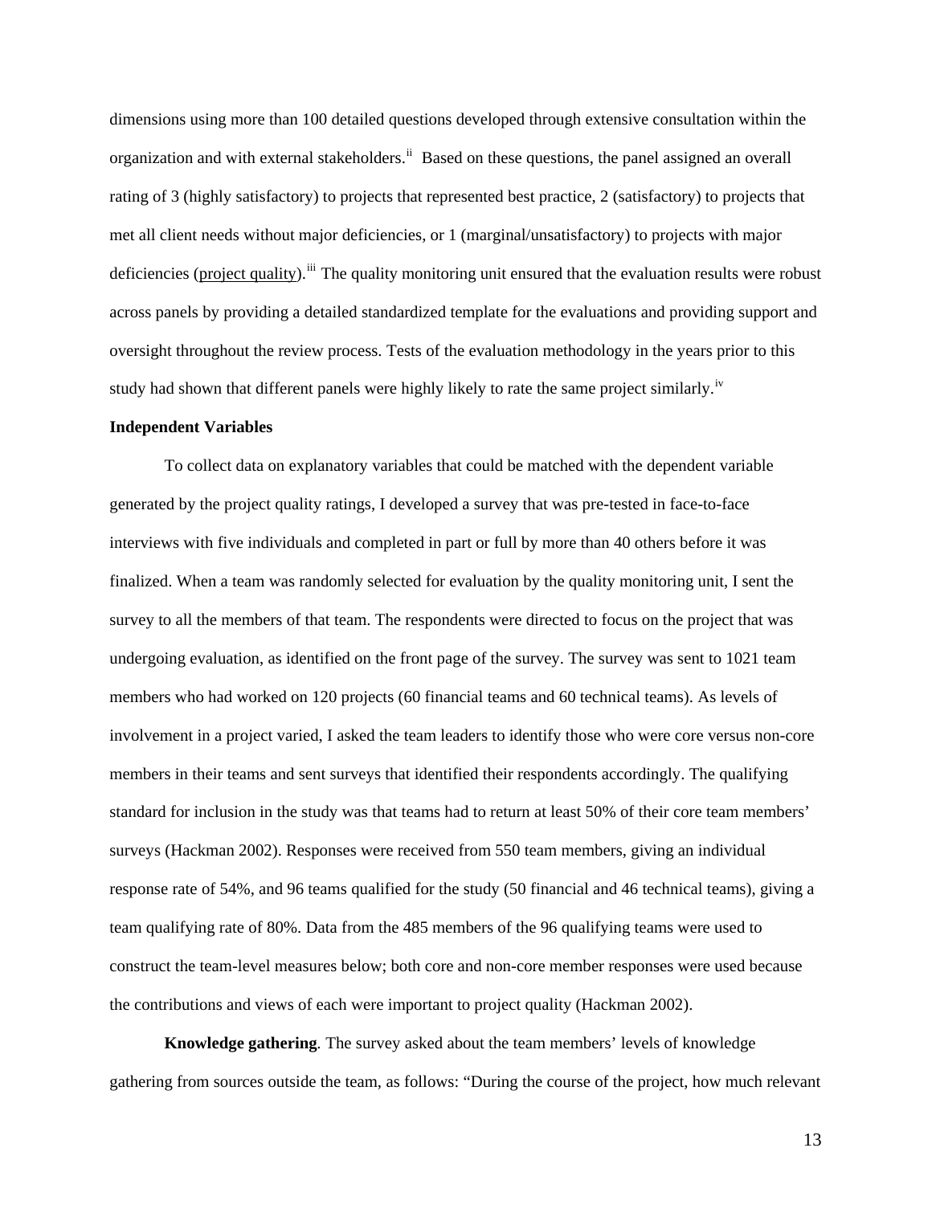dimensions using more than 100 detailed questions developed through extensive consultation within the organization and with external stakeholders.[ii] Based on these questions, the panel assigned an overall rating of 3 (highly satisfactory) to projects that represented best practice, 2 (satisfactory) to projects that met all client needs without major deficiencies, or 1 (marginal/unsatisfactory) to projects with major deficiencies (project quality).[iii] The quality monitoring unit ensured that the evaluation results were robust across panels by providing a detailed standardized template for the evaluations and providing support and oversight throughout the review process. Tests of the evaluation methodology in the years prior to this study had shown that different panels were highly likely to rate the same project similarly.[iv]

**Independent Variables**

To collect data on explanatory variables that could be matched with the dependent variable generated by the project quality ratings, I developed a survey that was pre-tested in face-to-face interviews with five individuals and completed in part or full by more than 40 others before it was finalized. When a team was randomly selected for evaluation by the quality monitoring unit, I sent the survey to all the members of that team. The respondents were directed to focus on the project that was undergoing evaluation, as identified on the front page of the survey. The survey was sent to 1021 team members who had worked on 120 projects (60 financial teams and 60 technical teams). As levels of involvement in a project varied, I asked the team leaders to identify those who were core versus non-core members in their teams and sent surveys that identified their respondents accordingly. The qualifying standard for inclusion in the study was that teams had to return at least 50% of their core team members' surveys (Hackman 2002). Responses were received from 550 team members, giving an individual response rate of 54%, and 96 teams qualified for the study (50 financial and 46 technical teams), giving a team qualifying rate of 80%. Data from the 485 members of the 96 qualifying teams were used to construct the team-level measures below; both core and non-core member responses were used because the contributions and views of each were important to project quality (Hackman 2002).

**Knowledge gathering**. The survey asked about the team members' levels of knowledge gathering from sources outside the team, as follows: "During the course of the project, how much relevant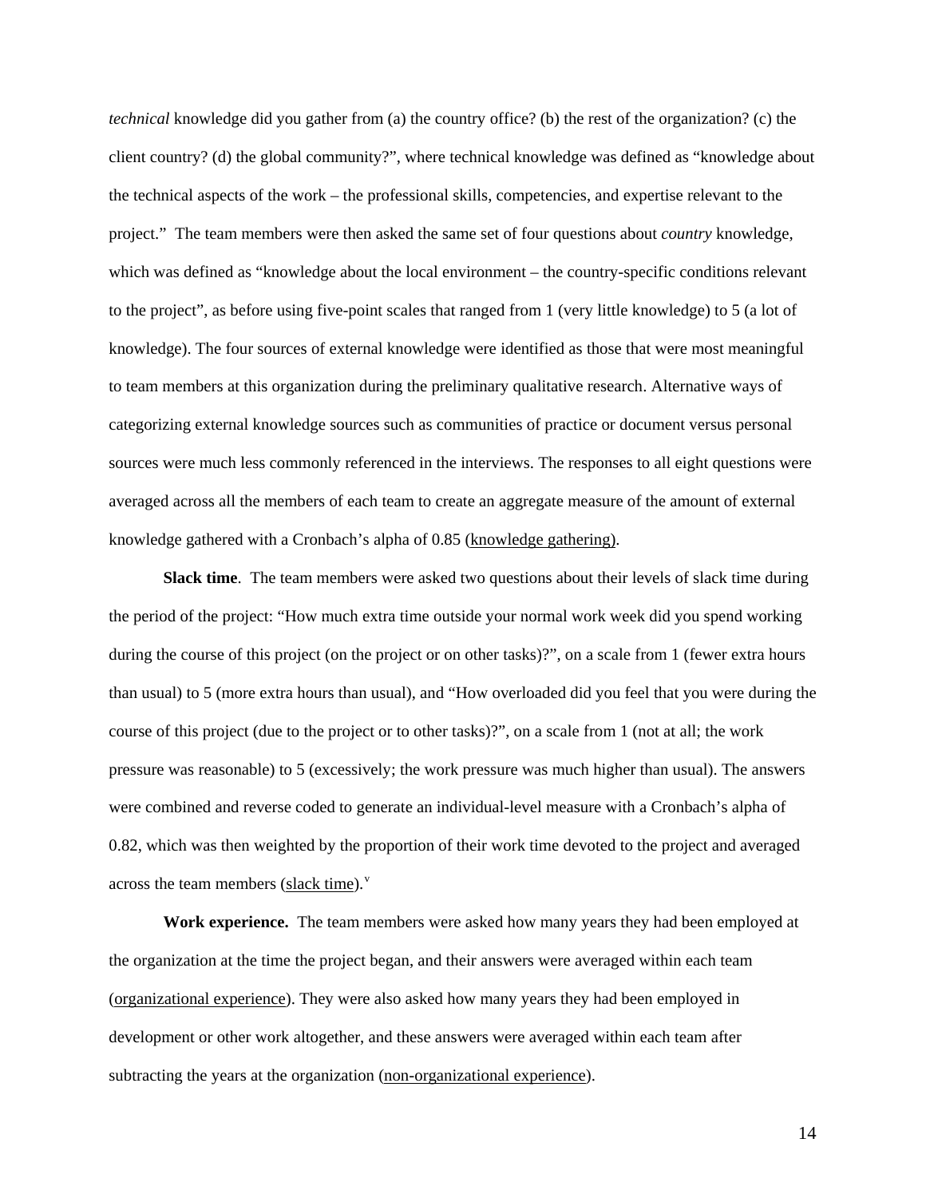*technical* knowledge did you gather from (a) the country office? (b) the rest of the organization? (c) the client country? (d) the global community?", where technical knowledge was defined as "knowledge about the technical aspects of the work – the professional skills, competencies, and expertise relevant to the project." The team members were then asked the same set of four questions about *country* knowledge, which was defined as "knowledge about the local environment – the country-specific conditions relevant to the project", as before using five-point scales that ranged from 1 (very little knowledge) to 5 (a lot of knowledge). The four sources of external knowledge were identified as those that were most meaningful to team members at this organization during the preliminary qualitative research. Alternative ways of categorizing external knowledge sources such as communities of practice or document versus personal sources were much less commonly referenced in the interviews. The responses to all eight questions were averaged across all the members of each team to create an aggregate measure of the amount of external knowledge gathered with a Cronbach's alpha of 0.85 (<u>knowledge gathering</u>).

**Slack time**. The team members were asked two questions about their levels of slack time during the period of the project: "How much extra time outside your normal work week did you spend working during the course of this project (on the project or on other tasks)?", on a scale from 1 (fewer extra hours than usual) to 5 (more extra hours than usual), and "How overloaded did you feel that you were during the course of this project (due to the project or to other tasks)?", on a scale from 1 (not at all; the work pressure was reasonable) to 5 (excessively; the work pressure was much higher than usual). The answers were combined and reverse coded to generate an individual-level measure with a Cronbach's alpha of 0.82, which was then weighted by the proportion of their work time devoted to the project and averaged across the team members (<u>slack time</u>).[v]

**Work experience.** The team members were asked how many years they had been employed at the organization at the time the project began, and their answers were averaged within each team (<u>organizational experience</u>). They were also asked how many years they had been employed in development or other work altogether, and these answers were averaged within each team after subtracting the years at the organization (<u>non-organizational experience</u>).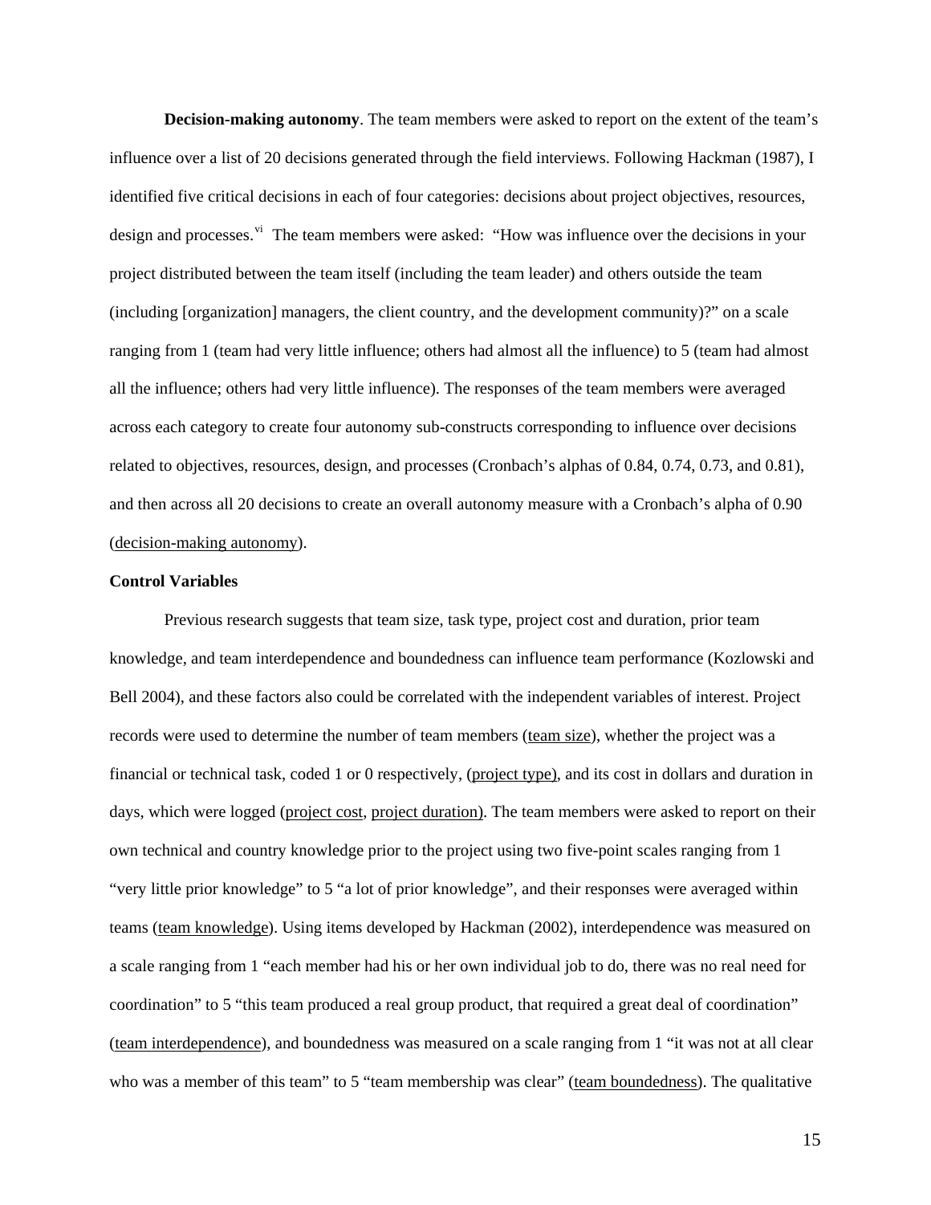**Decision-making autonomy**. The team members were asked to report on the extent of the team's influence over a list of 20 decisions generated through the field interviews. Following Hackman (1987), I identified five critical decisions in each of four categories: decisions about project objectives, resources, design and processes.[vi] The team members were asked: "How was influence over the decisions in your project distributed between the team itself (including the team leader) and others outside the team (including [organization] managers, the client country, and the development community)?" on a scale ranging from 1 (team had very little influence; others had almost all the influence) to 5 (team had almost all the influence; others had very little influence). The responses of the team members were averaged across each category to create four autonomy sub-constructs corresponding to influence over decisions related to objectives, resources, design, and processes (Cronbach's alphas of 0.84, 0.74, 0.73, and 0.81), and then across all 20 decisions to create an overall autonomy measure with a Cronbach's alpha of 0.90 (decision-making autonomy).

**Control Variables**

Previous research suggests that team size, task type, project cost and duration, prior team knowledge, and team interdependence and boundedness can influence team performance (Kozlowski and Bell 2004), and these factors also could be correlated with the independent variables of interest. Project records were used to determine the number of team members (team size), whether the project was a financial or technical task, coded 1 or 0 respectively, (project type), and its cost in dollars and duration in days, which were logged (project cost, project duration). The team members were asked to report on their own technical and country knowledge prior to the project using two five-point scales ranging from 1 "very little prior knowledge" to 5 "a lot of prior knowledge", and their responses were averaged within teams (team knowledge). Using items developed by Hackman (2002), interdependence was measured on a scale ranging from 1 "each member had his or her own individual job to do, there was no real need for coordination" to 5 "this team produced a real group product, that required a great deal of coordination" (team interdependence), and boundedness was measured on a scale ranging from 1 "it was not at all clear who was a member of this team" to 5 "team membership was clear" (team boundedness). The qualitative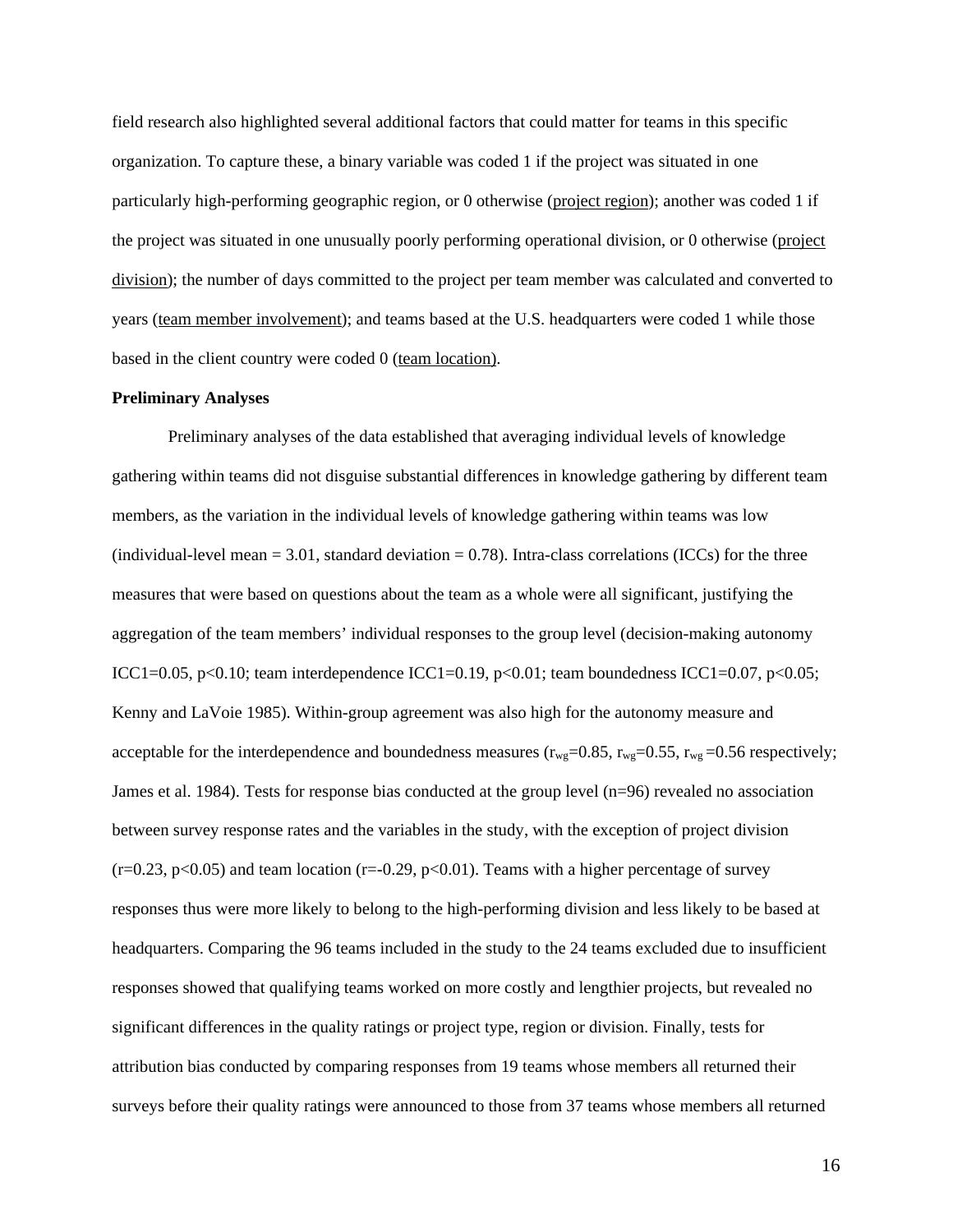field research also highlighted several additional factors that could matter for teams in this specific organization. To capture these, a binary variable was coded 1 if the project was situated in one particularly high-performing geographic region, or 0 otherwise (project region); another was coded 1 if the project was situated in one unusually poorly performing operational division, or 0 otherwise (project division); the number of days committed to the project per team member was calculated and converted to years (team member involvement); and teams based at the U.S. headquarters were coded 1 while those based in the client country were coded 0 (team location).

**Preliminary Analyses**

Preliminary analyses of the data established that averaging individual levels of knowledge gathering within teams did not disguise substantial differences in knowledge gathering by different team members, as the variation in the individual levels of knowledge gathering within teams was low (individual-level mean = 3.01, standard deviation = 0.78). Intra-class correlations (ICCs) for the three measures that were based on questions about the team as a whole were all significant, justifying the aggregation of the team members' individual responses to the group level (decision-making autonomy ICC1=0.05, $p<0.10$; team interdependence ICC1=0.19, $p<0.01$; team boundedness ICC1=0.07, $p<0.05$; Kenny and LaVoie 1985). Within-group agreement was also high for the autonomy measure and acceptable for the interdependence and boundedness measures ($r_{wg}$=0.85, $r_{wg}$=0.55, $r_{wg}$ =0.56 respectively; James et al. 1984). Tests for response bias conducted at the group level (n=96) revealed no association between survey response rates and the variables in the study, with the exception of project division ($r=0.23$, $p<0.05$) and team location ($r=-0.29$, $p<0.01$). Teams with a higher percentage of survey responses thus were more likely to belong to the high-performing division and less likely to be based at headquarters. Comparing the 96 teams included in the study to the 24 teams excluded due to insufficient responses showed that qualifying teams worked on more costly and lengthier projects, but revealed no significant differences in the quality ratings or project type, region or division. Finally, tests for attribution bias conducted by comparing responses from 19 teams whose members all returned their surveys before their quality ratings were announced to those from 37 teams whose members all returned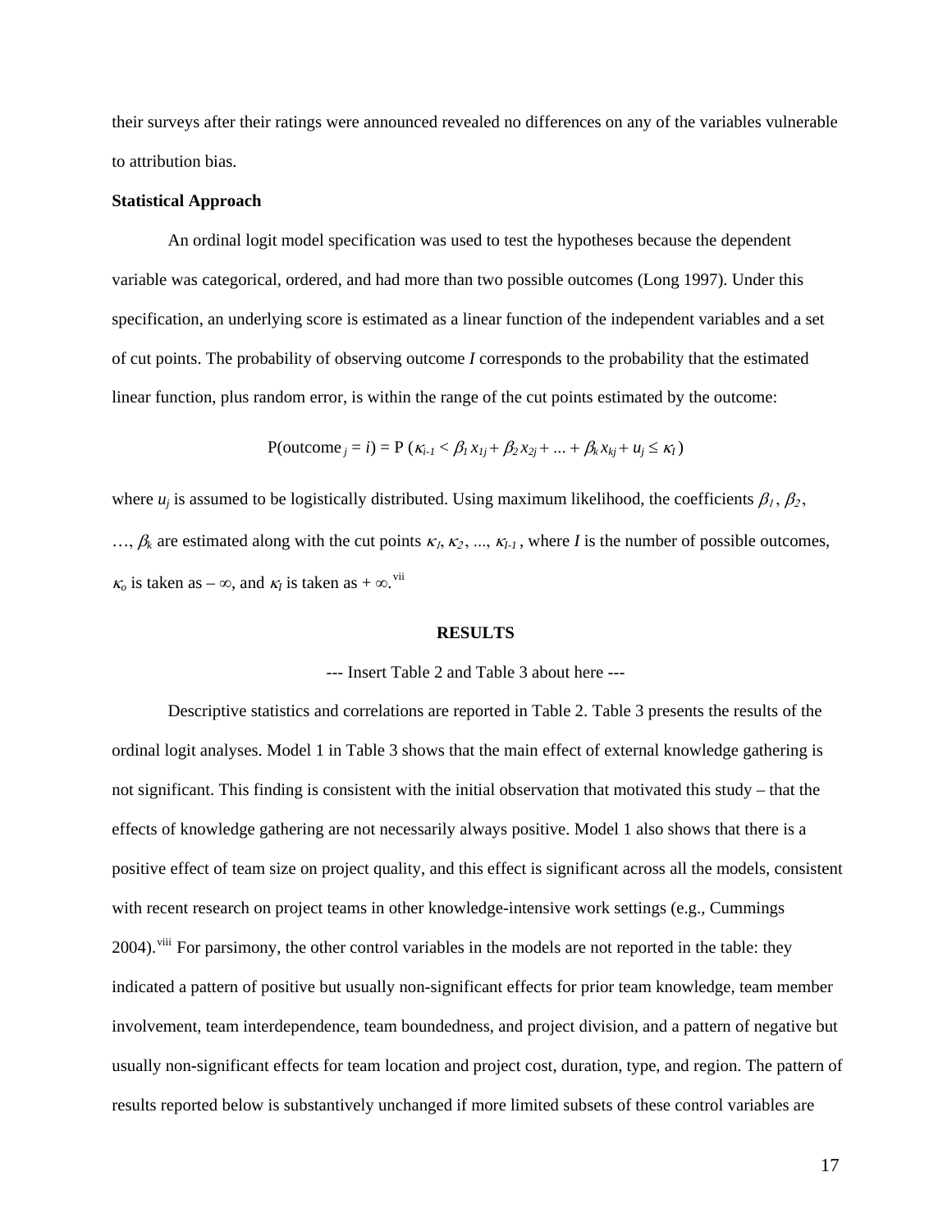their surveys after their ratings were announced revealed no differences on any of the variables vulnerable to attribution bias.

**Statistical Approach**

An ordinal logit model specification was used to test the hypotheses because the dependent variable was categorical, ordered, and had more than two possible outcomes (Long 1997). Under this specification, an underlying score is estimated as a linear function of the independent variables and a set of cut points. The probability of observing outcome *I* corresponds to the probability that the estimated linear function, plus random error, is within the range of the cut points estimated by the outcome:

$$\text{P(outcome}_{j} = i) = \text{P}\,(\kappa_{i-1} < \beta_1 x_{1j} + \beta_2 x_{2j} + \ldots + \beta_k x_{kj} + u_j \leq \kappa_I)$$

where $u_j$ is assumed to be logistically distributed. Using maximum likelihood, the coefficients $\beta_1$, $\beta_2$, …, $\beta_k$ are estimated along with the cut points $\kappa_1, \kappa_2, \ldots, \kappa_{I-1}$, where $I$ is the number of possible outcomes, $\kappa_o$ is taken as $-\infty$, and $\kappa_I$ is taken as $+\infty$.[vii]

## RESULTS

--- Insert Table 2 and Table 3 about here ---

Descriptive statistics and correlations are reported in Table 2. Table 3 presents the results of the ordinal logit analyses. Model 1 in Table 3 shows that the main effect of external knowledge gathering is not significant. This finding is consistent with the initial observation that motivated this study – that the effects of knowledge gathering are not necessarily always positive. Model 1 also shows that there is a positive effect of team size on project quality, and this effect is significant across all the models, consistent with recent research on project teams in other knowledge-intensive work settings (e.g., Cummings 2004).[viii] For parsimony, the other control variables in the models are not reported in the table: they indicated a pattern of positive but usually non-significant effects for prior team knowledge, team member involvement, team interdependence, team boundedness, and project division, and a pattern of negative but usually non-significant effects for team location and project cost, duration, type, and region. The pattern of results reported below is substantively unchanged if more limited subsets of these control variables are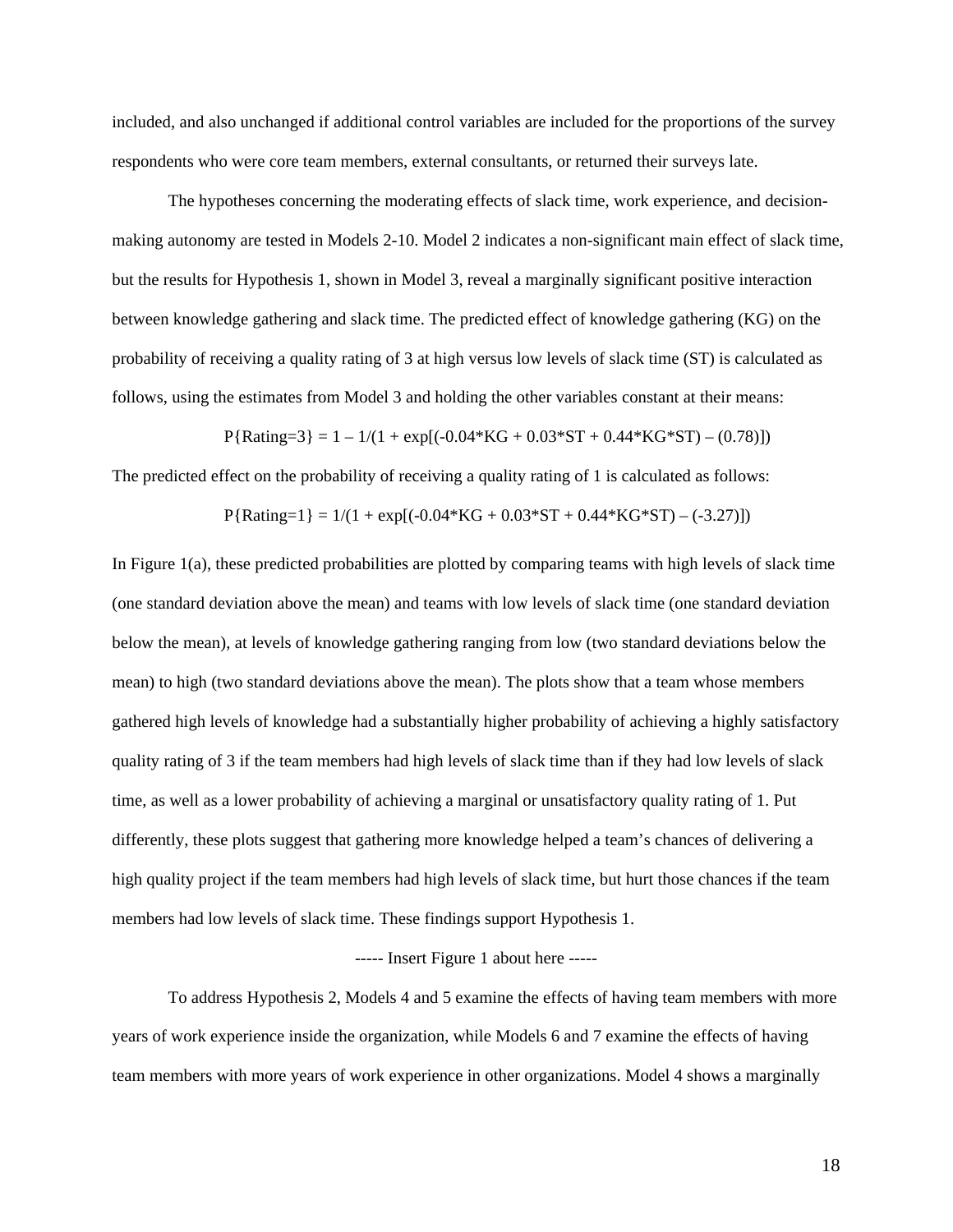included, and also unchanged if additional control variables are included for the proportions of the survey respondents who were core team members, external consultants, or returned their surveys late.

The hypotheses concerning the moderating effects of slack time, work experience, and decision-making autonomy are tested in Models 2-10. Model 2 indicates a non-significant main effect of slack time, but the results for Hypothesis 1, shown in Model 3, reveal a marginally significant positive interaction between knowledge gathering and slack time. The predicted effect of knowledge gathering (KG) on the probability of receiving a quality rating of 3 at high versus low levels of slack time (ST) is calculated as follows, using the estimates from Model 3 and holding the other variables constant at their means:

$$P\{Rating=3\} = 1 - 1/(1 + \exp[(-0.04*KG + 0.03*ST + 0.44*KG*ST) - (0.78)])$$

The predicted effect on the probability of receiving a quality rating of 1 is calculated as follows:

$$P\{Rating=1\} = 1/(1 + \exp[(-0.04*KG + 0.03*ST + 0.44*KG*ST) - (-3.27)])$$

In Figure 1(a), these predicted probabilities are plotted by comparing teams with high levels of slack time (one standard deviation above the mean) and teams with low levels of slack time (one standard deviation below the mean), at levels of knowledge gathering ranging from low (two standard deviations below the mean) to high (two standard deviations above the mean). The plots show that a team whose members gathered high levels of knowledge had a substantially higher probability of achieving a highly satisfactory quality rating of 3 if the team members had high levels of slack time than if they had low levels of slack time, as well as a lower probability of achieving a marginal or unsatisfactory quality rating of 1. Put differently, these plots suggest that gathering more knowledge helped a team's chances of delivering a high quality project if the team members had high levels of slack time, but hurt those chances if the team members had low levels of slack time. These findings support Hypothesis 1.

----- Insert Figure 1 about here -----

To address Hypothesis 2, Models 4 and 5 examine the effects of having team members with more years of work experience inside the organization, while Models 6 and 7 examine the effects of having team members with more years of work experience in other organizations. Model 4 shows a marginally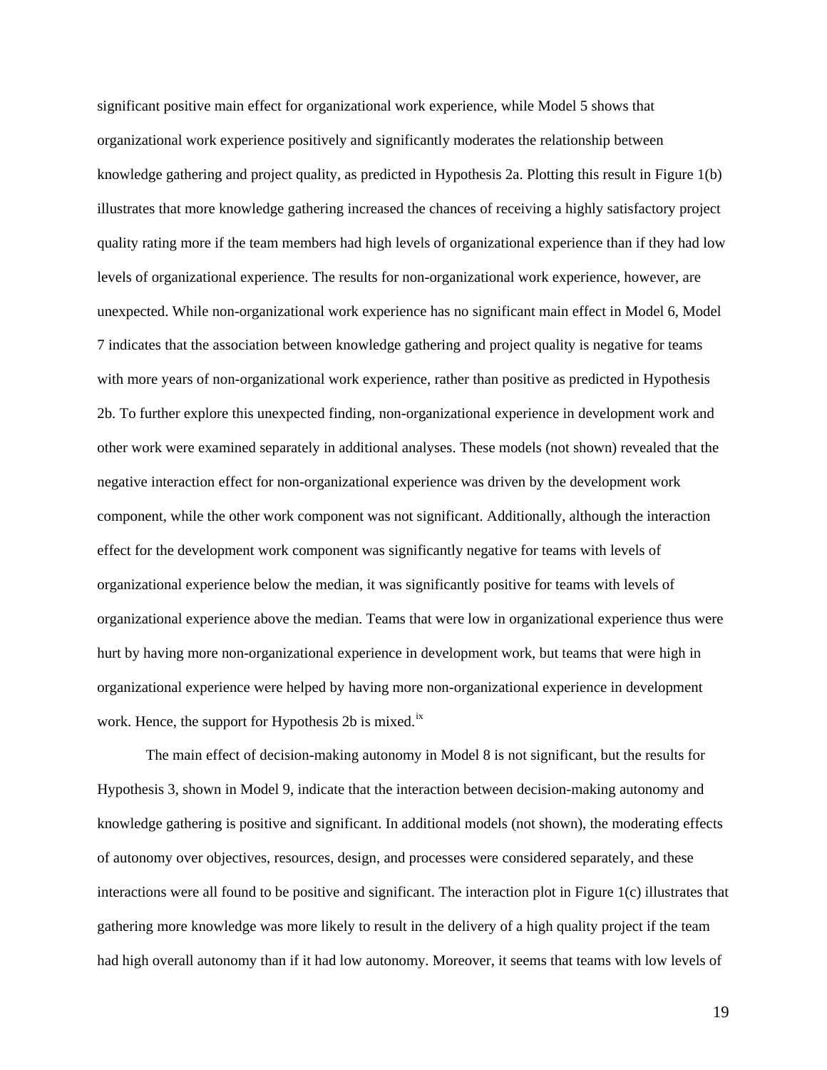significant positive main effect for organizational work experience, while Model 5 shows that organizational work experience positively and significantly moderates the relationship between knowledge gathering and project quality, as predicted in Hypothesis 2a. Plotting this result in Figure 1(b) illustrates that more knowledge gathering increased the chances of receiving a highly satisfactory project quality rating more if the team members had high levels of organizational experience than if they had low levels of organizational experience. The results for non-organizational work experience, however, are unexpected. While non-organizational work experience has no significant main effect in Model 6, Model 7 indicates that the association between knowledge gathering and project quality is negative for teams with more years of non-organizational work experience, rather than positive as predicted in Hypothesis 2b. To further explore this unexpected finding, non-organizational experience in development work and other work were examined separately in additional analyses. These models (not shown) revealed that the negative interaction effect for non-organizational experience was driven by the development work component, while the other work component was not significant. Additionally, although the interaction effect for the development work component was significantly negative for teams with levels of organizational experience below the median, it was significantly positive for teams with levels of organizational experience above the median. Teams that were low in organizational experience thus were hurt by having more non-organizational experience in development work, but teams that were high in organizational experience were helped by having more non-organizational experience in development work. Hence, the support for Hypothesis 2b is mixed.[ix]

The main effect of decision-making autonomy in Model 8 is not significant, but the results for Hypothesis 3, shown in Model 9, indicate that the interaction between decision-making autonomy and knowledge gathering is positive and significant. In additional models (not shown), the moderating effects of autonomy over objectives, resources, design, and processes were considered separately, and these interactions were all found to be positive and significant. The interaction plot in Figure 1(c) illustrates that gathering more knowledge was more likely to result in the delivery of a high quality project if the team had high overall autonomy than if it had low autonomy. Moreover, it seems that teams with low levels of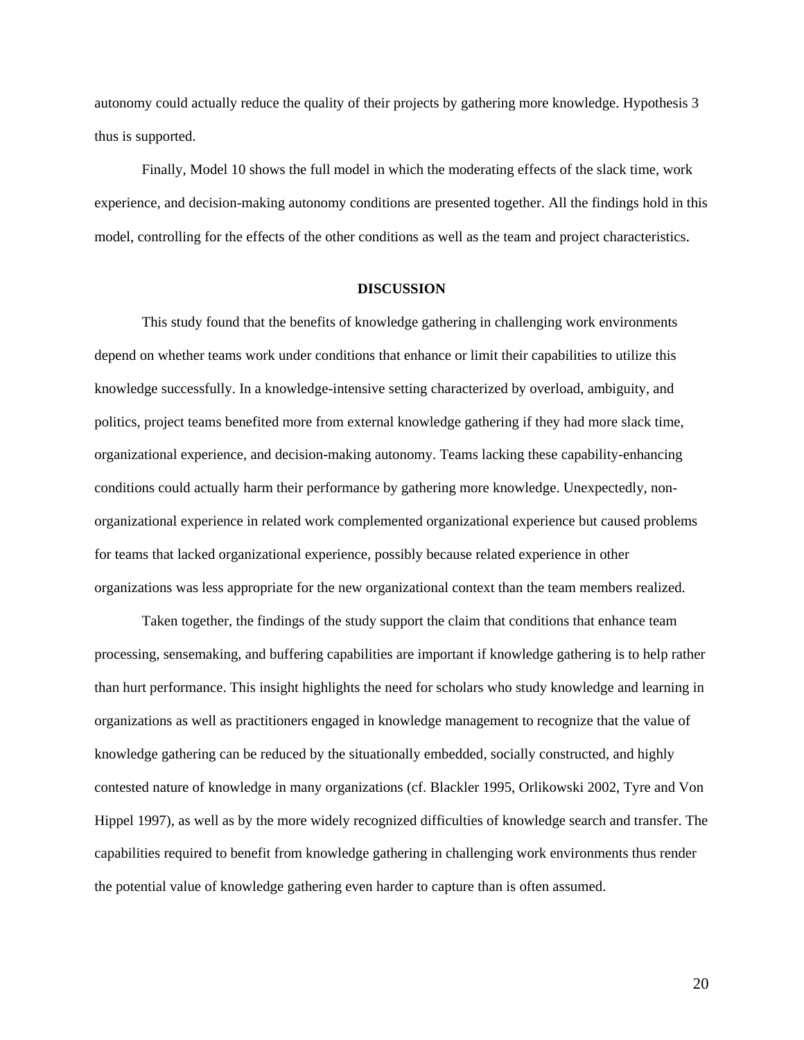autonomy could actually reduce the quality of their projects by gathering more knowledge. Hypothesis 3 thus is supported.

Finally, Model 10 shows the full model in which the moderating effects of the slack time, work experience, and decision-making autonomy conditions are presented together. All the findings hold in this model, controlling for the effects of the other conditions as well as the team and project characteristics.

## DISCUSSION

This study found that the benefits of knowledge gathering in challenging work environments depend on whether teams work under conditions that enhance or limit their capabilities to utilize this knowledge successfully. In a knowledge-intensive setting characterized by overload, ambiguity, and politics, project teams benefited more from external knowledge gathering if they had more slack time, organizational experience, and decision-making autonomy. Teams lacking these capability-enhancing conditions could actually harm their performance by gathering more knowledge. Unexpectedly, non-organizational experience in related work complemented organizational experience but caused problems for teams that lacked organizational experience, possibly because related experience in other organizations was less appropriate for the new organizational context than the team members realized.

Taken together, the findings of the study support the claim that conditions that enhance team processing, sensemaking, and buffering capabilities are important if knowledge gathering is to help rather than hurt performance. This insight highlights the need for scholars who study knowledge and learning in organizations as well as practitioners engaged in knowledge management to recognize that the value of knowledge gathering can be reduced by the situationally embedded, socially constructed, and highly contested nature of knowledge in many organizations (cf. Blackler 1995, Orlikowski 2002, Tyre and Von Hippel 1997), as well as by the more widely recognized difficulties of knowledge search and transfer. The capabilities required to benefit from knowledge gathering in challenging work environments thus render the potential value of knowledge gathering even harder to capture than is often assumed.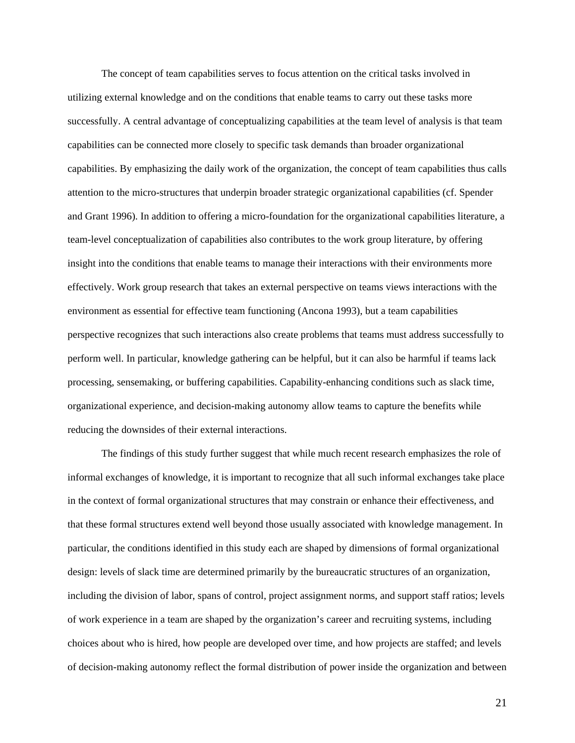The concept of team capabilities serves to focus attention on the critical tasks involved in utilizing external knowledge and on the conditions that enable teams to carry out these tasks more successfully. A central advantage of conceptualizing capabilities at the team level of analysis is that team capabilities can be connected more closely to specific task demands than broader organizational capabilities. By emphasizing the daily work of the organization, the concept of team capabilities thus calls attention to the micro-structures that underpin broader strategic organizational capabilities (cf. Spender and Grant 1996). In addition to offering a micro-foundation for the organizational capabilities literature, a team-level conceptualization of capabilities also contributes to the work group literature, by offering insight into the conditions that enable teams to manage their interactions with their environments more effectively. Work group research that takes an external perspective on teams views interactions with the environment as essential for effective team functioning (Ancona 1993), but a team capabilities perspective recognizes that such interactions also create problems that teams must address successfully to perform well. In particular, knowledge gathering can be helpful, but it can also be harmful if teams lack processing, sensemaking, or buffering capabilities. Capability-enhancing conditions such as slack time, organizational experience, and decision-making autonomy allow teams to capture the benefits while reducing the downsides of their external interactions.

The findings of this study further suggest that while much recent research emphasizes the role of informal exchanges of knowledge, it is important to recognize that all such informal exchanges take place in the context of formal organizational structures that may constrain or enhance their effectiveness, and that these formal structures extend well beyond those usually associated with knowledge management. In particular, the conditions identified in this study each are shaped by dimensions of formal organizational design: levels of slack time are determined primarily by the bureaucratic structures of an organization, including the division of labor, spans of control, project assignment norms, and support staff ratios; levels of work experience in a team are shaped by the organization's career and recruiting systems, including choices about who is hired, how people are developed over time, and how projects are staffed; and levels of decision-making autonomy reflect the formal distribution of power inside the organization and between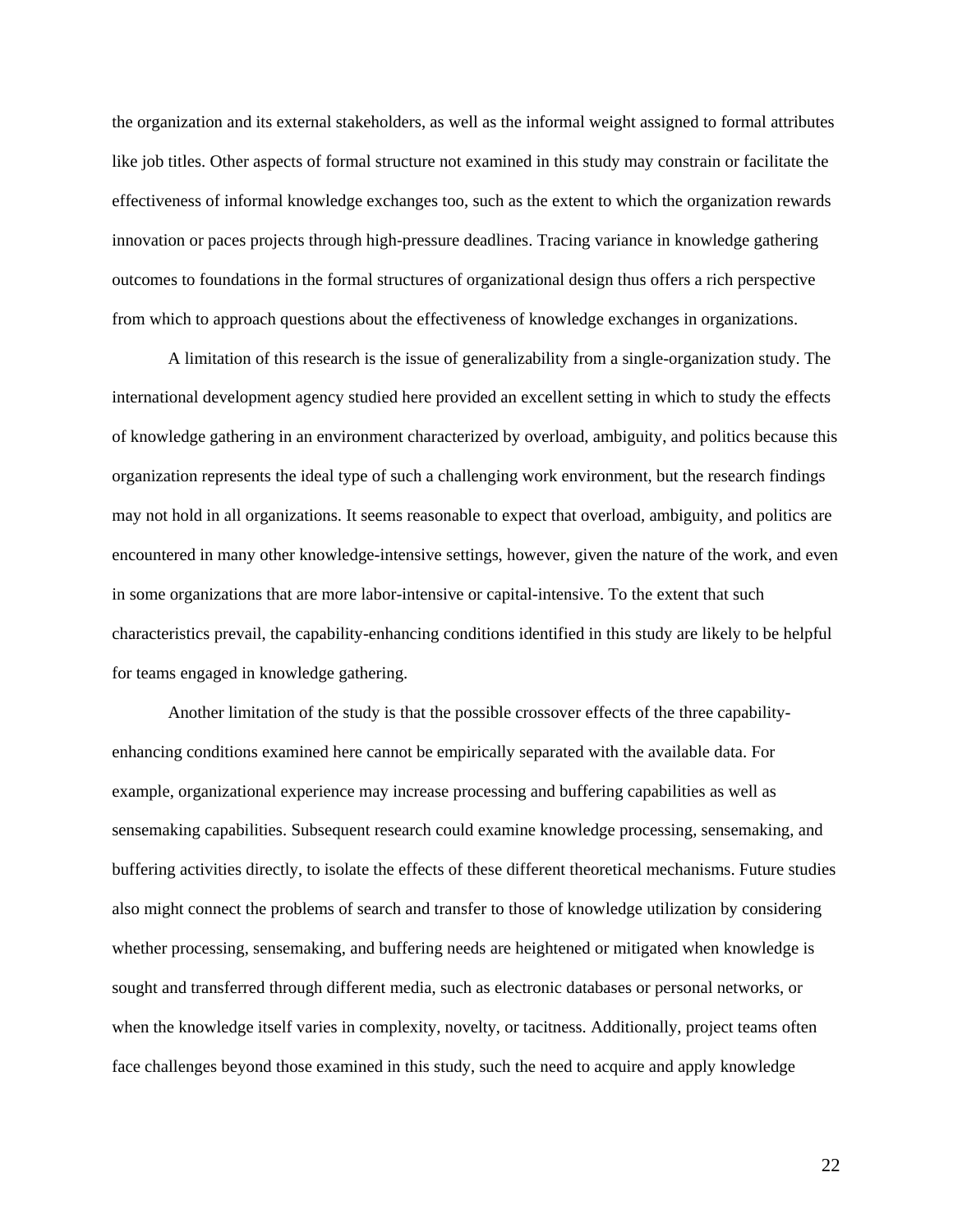the organization and its external stakeholders, as well as the informal weight assigned to formal attributes like job titles. Other aspects of formal structure not examined in this study may constrain or facilitate the effectiveness of informal knowledge exchanges too, such as the extent to which the organization rewards innovation or paces projects through high-pressure deadlines. Tracing variance in knowledge gathering outcomes to foundations in the formal structures of organizational design thus offers a rich perspective from which to approach questions about the effectiveness of knowledge exchanges in organizations.

A limitation of this research is the issue of generalizability from a single-organization study. The international development agency studied here provided an excellent setting in which to study the effects of knowledge gathering in an environment characterized by overload, ambiguity, and politics because this organization represents the ideal type of such a challenging work environment, but the research findings may not hold in all organizations. It seems reasonable to expect that overload, ambiguity, and politics are encountered in many other knowledge-intensive settings, however, given the nature of the work, and even in some organizations that are more labor-intensive or capital-intensive. To the extent that such characteristics prevail, the capability-enhancing conditions identified in this study are likely to be helpful for teams engaged in knowledge gathering.

Another limitation of the study is that the possible crossover effects of the three capability-enhancing conditions examined here cannot be empirically separated with the available data. For example, organizational experience may increase processing and buffering capabilities as well as sensemaking capabilities. Subsequent research could examine knowledge processing, sensemaking, and buffering activities directly, to isolate the effects of these different theoretical mechanisms. Future studies also might connect the problems of search and transfer to those of knowledge utilization by considering whether processing, sensemaking, and buffering needs are heightened or mitigated when knowledge is sought and transferred through different media, such as electronic databases or personal networks, or when the knowledge itself varies in complexity, novelty, or tacitness. Additionally, project teams often face challenges beyond those examined in this study, such the need to acquire and apply knowledge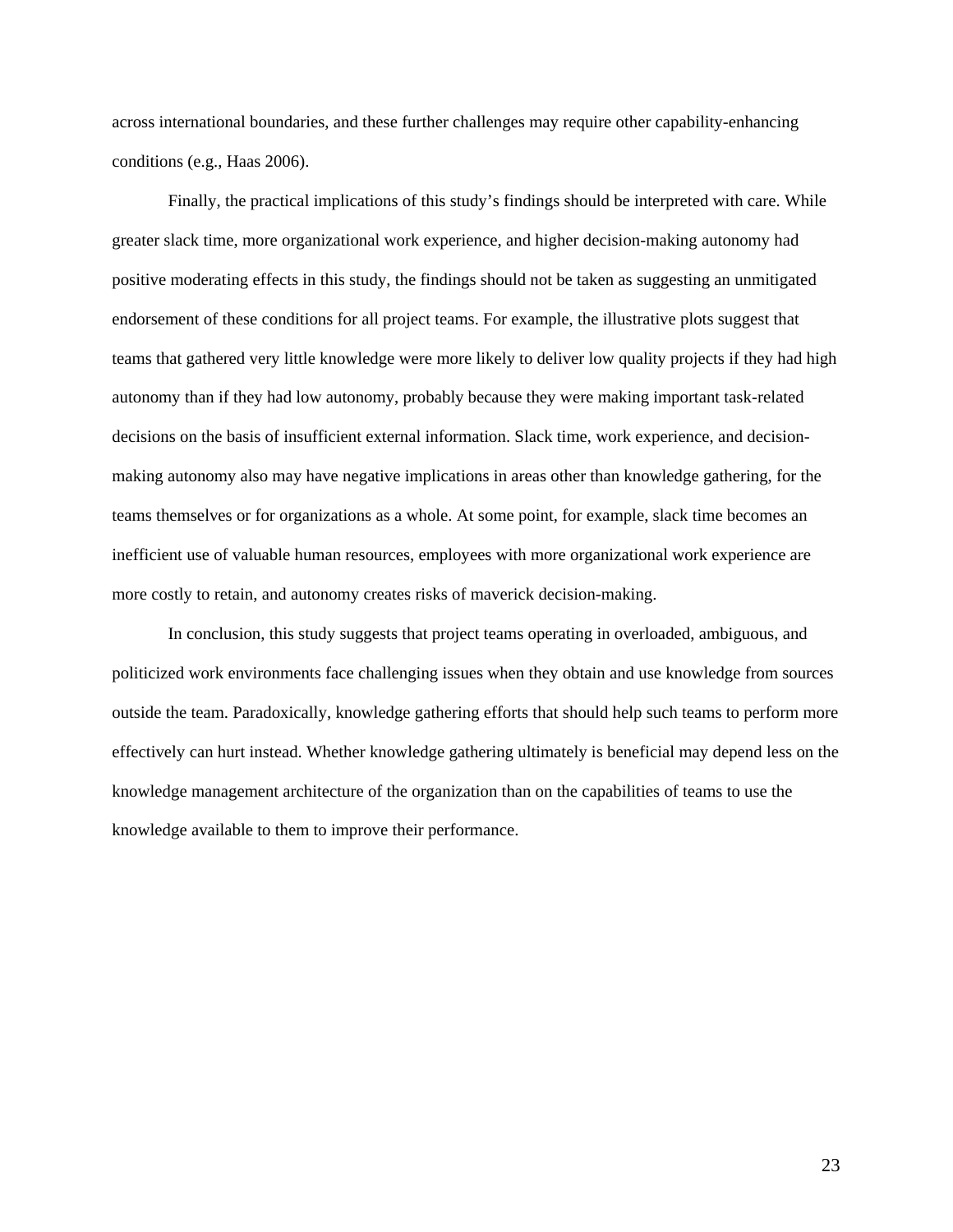across international boundaries, and these further challenges may require other capability-enhancing conditions (e.g., Haas 2006).

Finally, the practical implications of this study's findings should be interpreted with care. While greater slack time, more organizational work experience, and higher decision-making autonomy had positive moderating effects in this study, the findings should not be taken as suggesting an unmitigated endorsement of these conditions for all project teams. For example, the illustrative plots suggest that teams that gathered very little knowledge were more likely to deliver low quality projects if they had high autonomy than if they had low autonomy, probably because they were making important task-related decisions on the basis of insufficient external information. Slack time, work experience, and decision-making autonomy also may have negative implications in areas other than knowledge gathering, for the teams themselves or for organizations as a whole. At some point, for example, slack time becomes an inefficient use of valuable human resources, employees with more organizational work experience are more costly to retain, and autonomy creates risks of maverick decision-making.

In conclusion, this study suggests that project teams operating in overloaded, ambiguous, and politicized work environments face challenging issues when they obtain and use knowledge from sources outside the team. Paradoxically, knowledge gathering efforts that should help such teams to perform more effectively can hurt instead. Whether knowledge gathering ultimately is beneficial may depend less on the knowledge management architecture of the organization than on the capabilities of teams to use the knowledge available to them to improve their performance.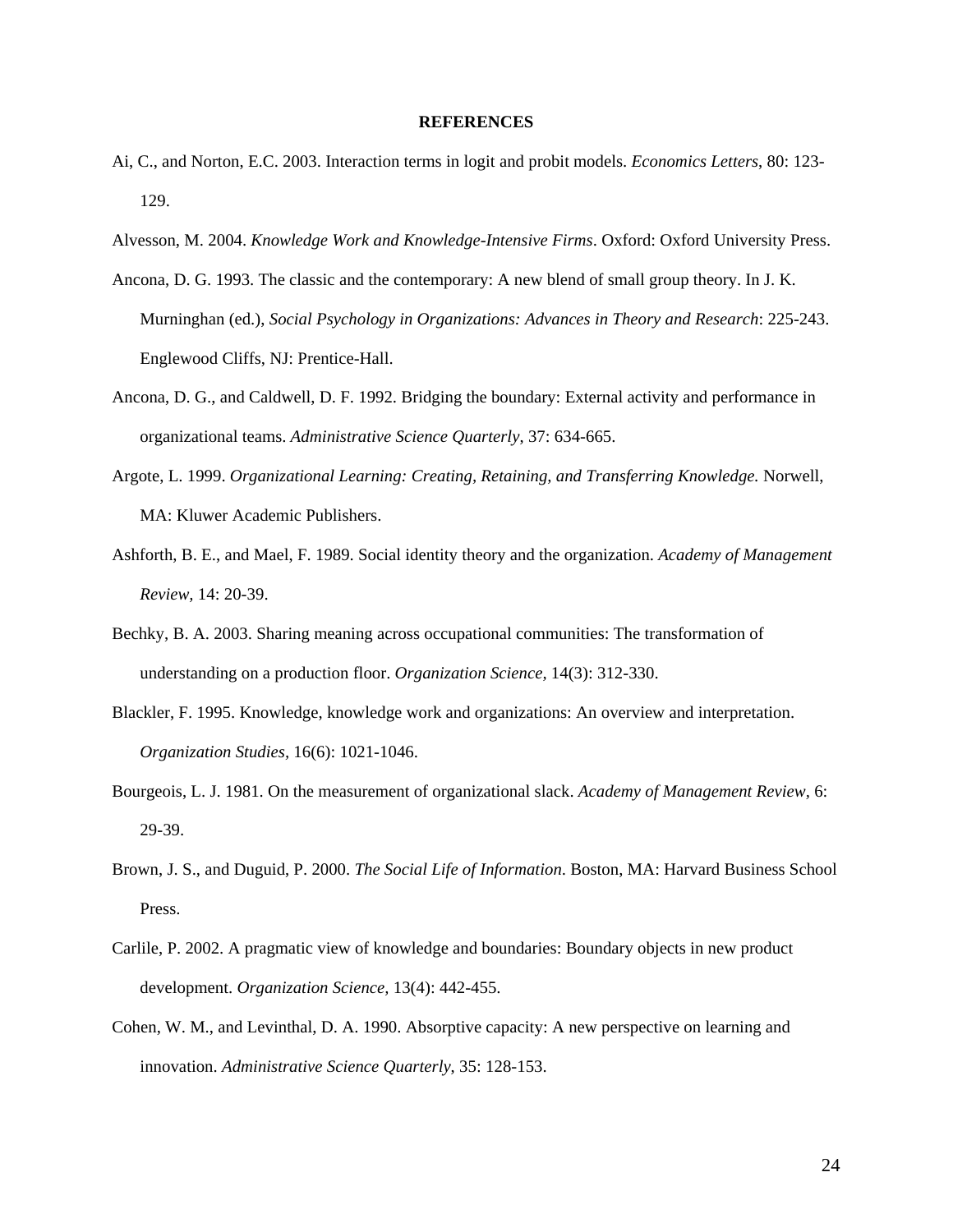## REFERENCES

Ai, C., and Norton, E.C. 2003. Interaction terms in logit and probit models. *Economics Letters*, 80: 123-129.

Alvesson, M. 2004. *Knowledge Work and Knowledge-Intensive Firms*. Oxford: Oxford University Press.

Ancona, D. G. 1993. The classic and the contemporary: A new blend of small group theory. In J. K. Murninghan (ed.), *Social Psychology in Organizations: Advances in Theory and Research*: 225-243. Englewood Cliffs, NJ: Prentice-Hall.

Ancona, D. G., and Caldwell, D. F. 1992. Bridging the boundary: External activity and performance in organizational teams. *Administrative Science Quarterly*, 37: 634-665.

Argote, L. 1999. *Organizational Learning: Creating, Retaining, and Transferring Knowledge.* Norwell, MA: Kluwer Academic Publishers.

Ashforth, B. E., and Mael, F. 1989. Social identity theory and the organization. *Academy of Management Review,* 14: 20-39.

Bechky, B. A. 2003. Sharing meaning across occupational communities: The transformation of understanding on a production floor. *Organization Science*, 14(3): 312-330.

Blackler, F. 1995. Knowledge, knowledge work and organizations: An overview and interpretation. *Organization Studies*, 16(6): 1021-1046.

Bourgeois, L. J. 1981. On the measurement of organizational slack. *Academy of Management Review*, 6: 29-39.

Brown, J. S., and Duguid, P. 2000. *The Social Life of Information*. Boston, MA: Harvard Business School Press.

Carlile, P. 2002. A pragmatic view of knowledge and boundaries: Boundary objects in new product development. *Organization Science,* 13(4): 442-455.

Cohen, W. M., and Levinthal, D. A. 1990. Absorptive capacity: A new perspective on learning and innovation. *Administrative Science Quarterly*, 35: 128-153.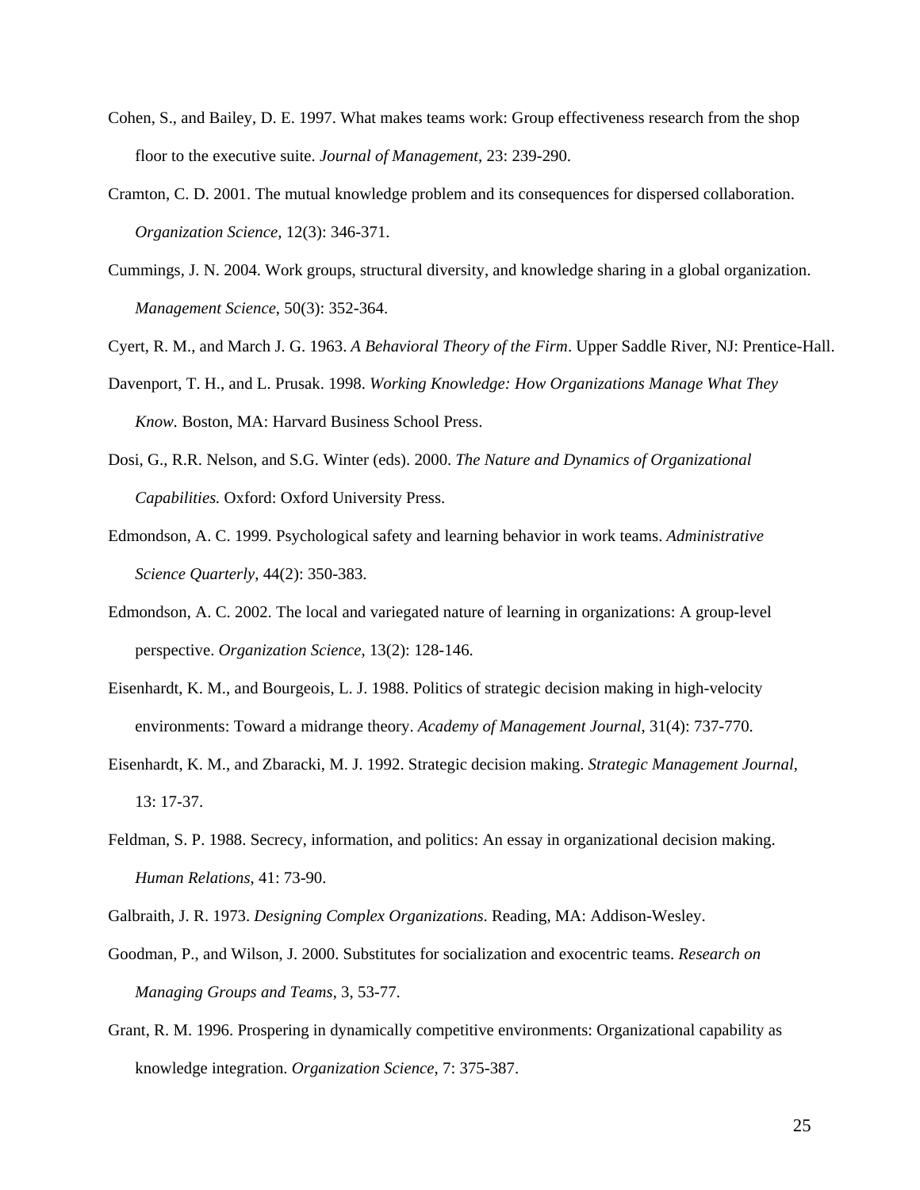Cohen, S., and Bailey, D. E. 1997. What makes teams work: Group effectiveness research from the shop floor to the executive suite. *Journal of Management*, 23: 239-290.

Cramton, C. D. 2001. The mutual knowledge problem and its consequences for dispersed collaboration. *Organization Science,* 12(3): 346-371.

Cummings, J. N. 2004. Work groups, structural diversity, and knowledge sharing in a global organization. *Management Science*, 50(3): 352-364.

Cyert, R. M., and March J. G. 1963. *A Behavioral Theory of the Firm*. Upper Saddle River, NJ: Prentice-Hall.

Davenport, T. H., and L. Prusak. 1998. *Working Knowledge: How Organizations Manage What They Know.* Boston, MA: Harvard Business School Press.

Dosi, G., R.R. Nelson, and S.G. Winter (eds). 2000. *The Nature and Dynamics of Organizational Capabilities.* Oxford: Oxford University Press.

Edmondson, A. C. 1999. Psychological safety and learning behavior in work teams. *Administrative Science Quarterly*, 44(2): 350-383.

Edmondson, A. C. 2002. The local and variegated nature of learning in organizations: A group-level perspective. *Organization Science*, 13(2): 128-146.

Eisenhardt, K. M., and Bourgeois, L. J. 1988. Politics of strategic decision making in high-velocity environments: Toward a midrange theory. *Academy of Management Journal*, 31(4): 737-770.

Eisenhardt, K. M., and Zbaracki, M. J. 1992. Strategic decision making. *Strategic Management Journal*, 13: 17-37.

Feldman, S. P. 1988. Secrecy, information, and politics: An essay in organizational decision making. *Human Relations*, 41: 73-90.

Galbraith, J. R. 1973. *Designing Complex Organizations*. Reading, MA: Addison-Wesley.

Goodman, P., and Wilson, J. 2000. Substitutes for socialization and exocentric teams. *Research on Managing Groups and Teams*, 3, 53-77.

Grant, R. M. 1996. Prospering in dynamically competitive environments: Organizational capability as knowledge integration. *Organization Science*, 7: 375-387.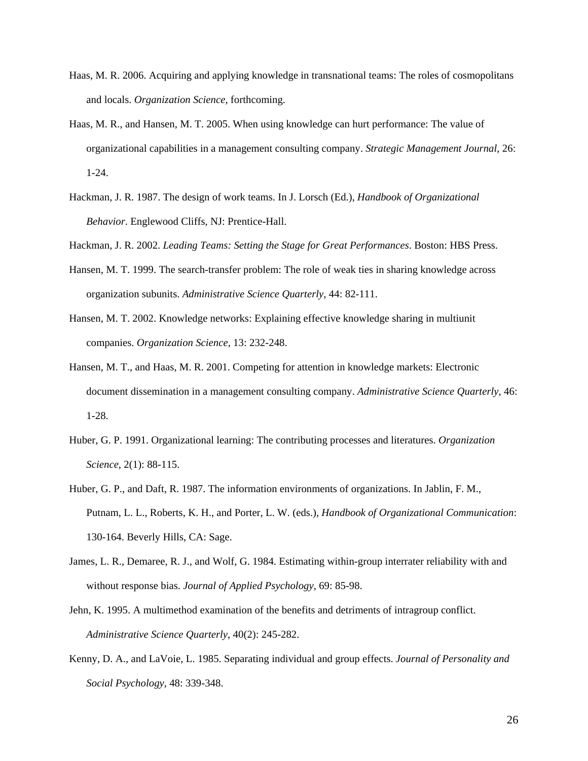Haas, M. R. 2006. Acquiring and applying knowledge in transnational teams: The roles of cosmopolitans and locals. *Organization Science*, forthcoming.

Haas, M. R., and Hansen, M. T. 2005. When using knowledge can hurt performance: The value of organizational capabilities in a management consulting company. *Strategic Management Journal*, 26: 1-24.

Hackman, J. R. 1987. The design of work teams. In J. Lorsch (Ed.), *Handbook of Organizational Behavior*. Englewood Cliffs, NJ: Prentice-Hall.

Hackman, J. R. 2002. *Leading Teams: Setting the Stage for Great Performances*. Boston: HBS Press.

Hansen, M. T. 1999. The search-transfer problem: The role of weak ties in sharing knowledge across organization subunits. *Administrative Science Quarterly*, 44: 82-111.

Hansen, M. T. 2002. Knowledge networks: Explaining effective knowledge sharing in multiunit companies. *Organization Science*, 13: 232-248.

Hansen, M. T., and Haas, M. R. 2001. Competing for attention in knowledge markets: Electronic document dissemination in a management consulting company. *Administrative Science Quarterly*, 46: 1-28.

Huber, G. P. 1991. Organizational learning: The contributing processes and literatures. *Organization Science*, 2(1): 88-115.

Huber, G. P., and Daft, R. 1987. The information environments of organizations. In Jablin, F. M., Putnam, L. L., Roberts, K. H., and Porter, L. W. (eds.), *Handbook of Organizational Communication*: 130-164. Beverly Hills, CA: Sage.

James, L. R., Demaree, R. J., and Wolf, G. 1984. Estimating within-group interrater reliability with and without response bias. *Journal of Applied Psychology*, 69: 85-98.

Jehn, K. 1995. A multimethod examination of the benefits and detriments of intragroup conflict. *Administrative Science Quarterly*, 40(2): 245-282.

Kenny, D. A., and LaVoie, L. 1985. Separating individual and group effects. *Journal of Personality and Social Psychology*, 48: 339-348.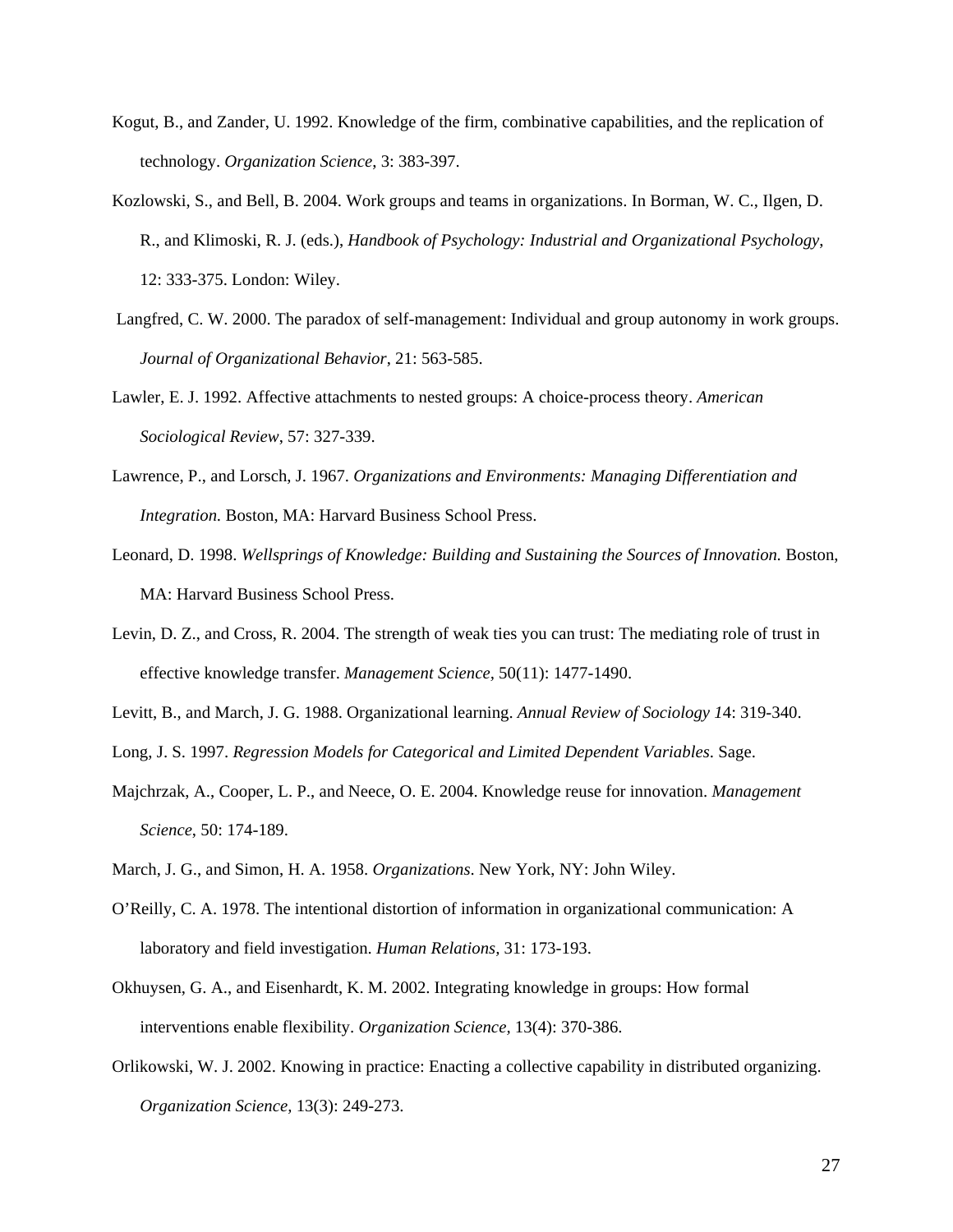Kogut, B., and Zander, U. 1992. Knowledge of the firm, combinative capabilities, and the replication of technology. *Organization Science,* 3: 383-397.

Kozlowski, S., and Bell, B. 2004. Work groups and teams in organizations. In Borman, W. C., Ilgen, D. R., and Klimoski, R. J. (eds.), *Handbook of Psychology: Industrial and Organizational Psychology*, 12: 333-375. London: Wiley.

Langfred, C. W. 2000. The paradox of self-management: Individual and group autonomy in work groups. *Journal of Organizational Behavior*, 21: 563-585.

Lawler, E. J. 1992. Affective attachments to nested groups: A choice-process theory. *American Sociological Review*, 57: 327-339.

Lawrence, P., and Lorsch, J. 1967. *Organizations and Environments: Managing Differentiation and Integration.* Boston, MA: Harvard Business School Press.

Leonard, D. 1998. *Wellsprings of Knowledge: Building and Sustaining the Sources of Innovation.* Boston, MA: Harvard Business School Press.

Levin, D. Z., and Cross, R. 2004. The strength of weak ties you can trust: The mediating role of trust in effective knowledge transfer. *Management Science,* 50(11): 1477-1490.

Levitt, B., and March, J. G. 1988. Organizational learning. *Annual Review of Sociology 1*4: 319-340.

Long, J. S. 1997. *Regression Models for Categorical and Limited Dependent Variables*. Sage.

Majchrzak, A., Cooper, L. P., and Neece, O. E. 2004. Knowledge reuse for innovation. *Management Science*, 50: 174-189.

March, J. G., and Simon, H. A. 1958. *Organizations*. New York, NY: John Wiley.

O'Reilly, C. A. 1978. The intentional distortion of information in organizational communication: A laboratory and field investigation. *Human Relations,* 31: 173-193.

Okhuysen, G. A., and Eisenhardt, K. M. 2002. Integrating knowledge in groups: How formal interventions enable flexibility. *Organization Science*, 13(4): 370-386.

Orlikowski, W. J. 2002. Knowing in practice: Enacting a collective capability in distributed organizing. *Organization Science,* 13(3): 249-273.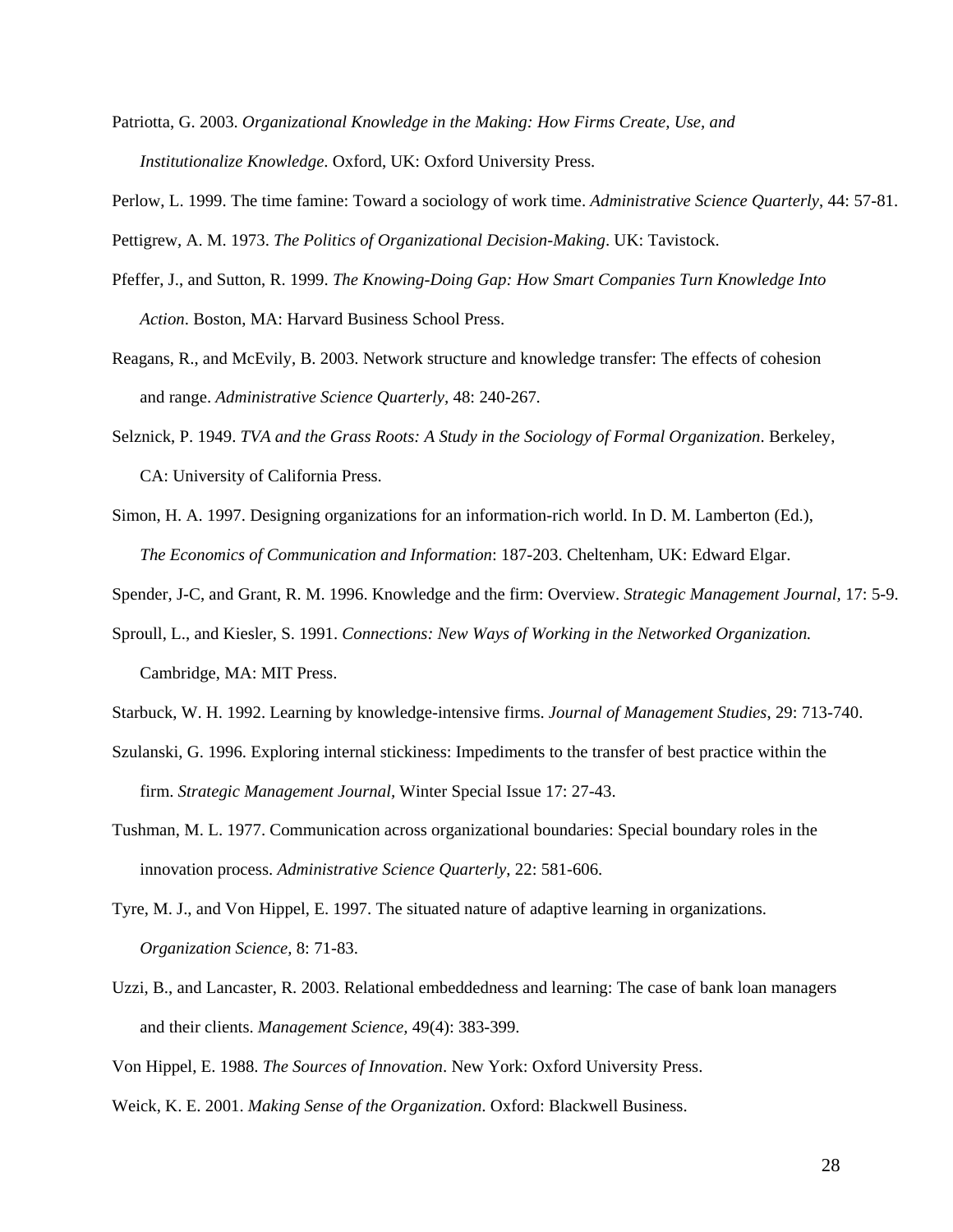Patriotta, G. 2003. *Organizational Knowledge in the Making: How Firms Create, Use, and Institutionalize Knowledge*. Oxford, UK: Oxford University Press.

Perlow, L. 1999. The time famine: Toward a sociology of work time. *Administrative Science Quarterly*, 44: 57-81.

Pettigrew, A. M. 1973. *The Politics of Organizational Decision-Making*. UK: Tavistock.

Pfeffer, J., and Sutton, R. 1999. *The Knowing-Doing Gap: How Smart Companies Turn Knowledge Into Action*. Boston, MA: Harvard Business School Press.

Reagans, R., and McEvily, B. 2003. Network structure and knowledge transfer: The effects of cohesion and range. *Administrative Science Quarterly*, 48: 240-267.

Selznick, P. 1949. *TVA and the Grass Roots: A Study in the Sociology of Formal Organization*. Berkeley, CA: University of California Press.

Simon, H. A. 1997. Designing organizations for an information-rich world. In D. M. Lamberton (Ed.), *The Economics of Communication and Information*: 187-203. Cheltenham, UK: Edward Elgar.

Spender, J-C, and Grant, R. M. 1996. Knowledge and the firm: Overview. *Strategic Management Journal,* 17: 5-9.

Sproull, L., and Kiesler, S. 1991. *Connections: New Ways of Working in the Networked Organization.* Cambridge, MA: MIT Press.

Starbuck, W. H. 1992. Learning by knowledge-intensive firms. *Journal of Management Studies*, 29: 713-740.

Szulanski, G. 1996. Exploring internal stickiness: Impediments to the transfer of best practice within the firm. *Strategic Management Journal,* Winter Special Issue 17: 27-43.

Tushman, M. L. 1977. Communication across organizational boundaries: Special boundary roles in the innovation process. *Administrative Science Quarterly*, 22: 581-606.

Tyre, M. J., and Von Hippel, E. 1997. The situated nature of adaptive learning in organizations. *Organization Science,* 8: 71-83.

Uzzi, B., and Lancaster, R. 2003. Relational embeddedness and learning: The case of bank loan managers and their clients. *Management Science*, 49(4): 383-399.

Von Hippel, E. 1988. *The Sources of Innovation*. New York: Oxford University Press.

Weick, K. E. 2001. *Making Sense of the Organization*. Oxford: Blackwell Business.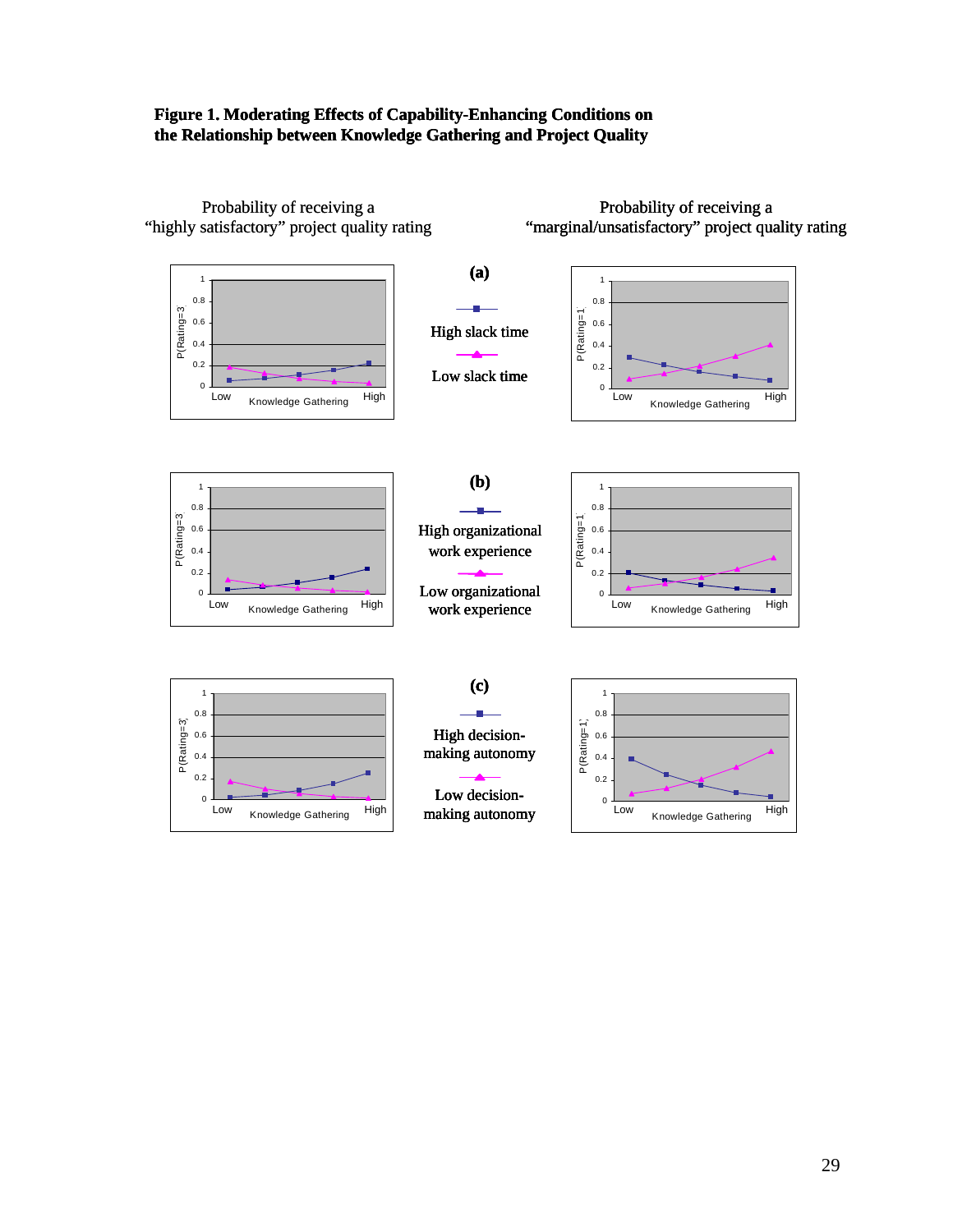**Figure 1. Moderating Effects of Capability-Enhancing Conditions on the Relationship between Knowledge Gathering and Project Quality**

Probability of receiving a "highly satisfactory" project quality rating

Probability of receiving a "marginal/unsatisfactory" project quality rating

**(a)**

High slack time

Low slack time

**(b)**

High organizational work experience

Low organizational work experience

**(c)**

High decision-making autonomy

Low decision-making autonomy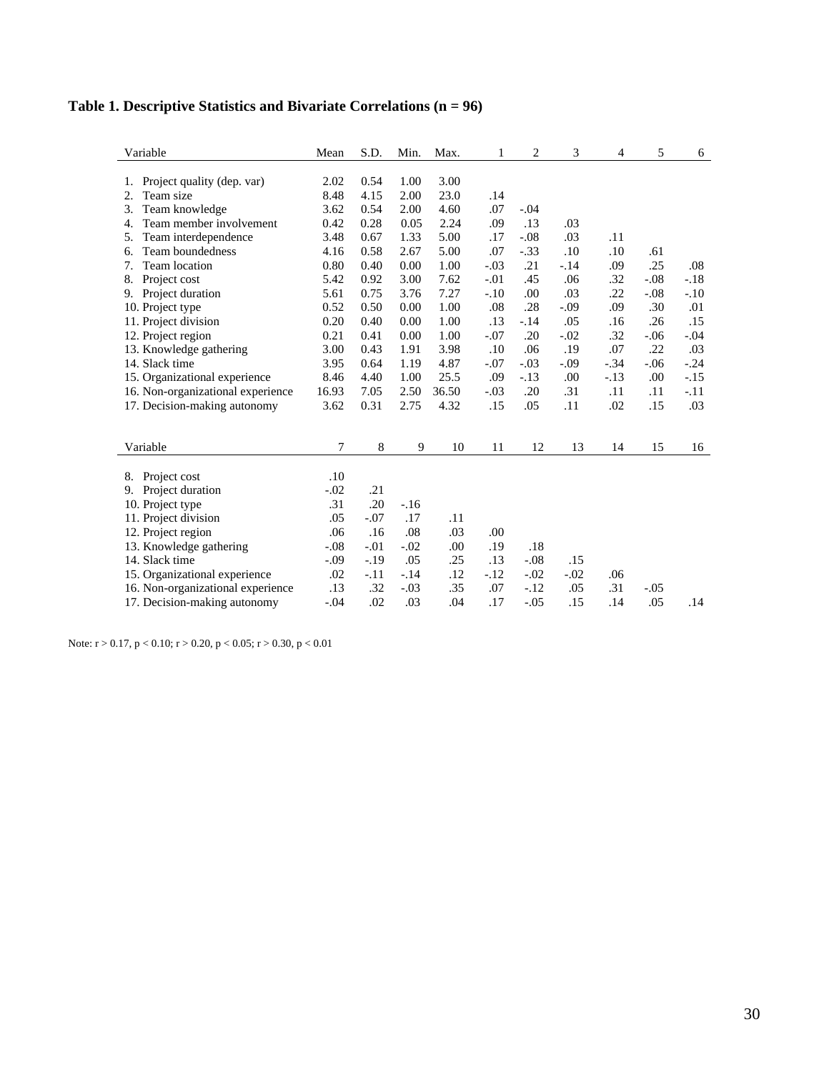**Table 1. Descriptive Statistics and Bivariate Correlations (n = 96)**

| Variable | Mean | S.D. | Min. | Max. | 1 | 2 | 3 | 4 | 5 | 6 |
|---|---|---|---|---|---|---|---|---|---|---|
| 1. Project quality (dep. var) | 2.02 | 0.54 | 1.00 | 3.00 | | | | | | |
| 2. Team size | 8.48 | 4.15 | 2.00 | 23.0 | .14 | | | | | |
| 3. Team knowledge | 3.62 | 0.54 | 2.00 | 4.60 | .07 | -.04 | | | | |
| 4. Team member involvement | 0.42 | 0.28 | 0.05 | 2.24 | .09 | .13 | .03 | | | |
| 5. Team interdependence | 3.48 | 0.67 | 1.33 | 5.00 | .17 | -.08 | .03 | .11 | | |
| 6. Team boundedness | 4.16 | 0.58 | 2.67 | 5.00 | .07 | -.33 | .10 | .10 | .61 | |
| 7. Team location | 0.80 | 0.40 | 0.00 | 1.00 | -.03 | .21 | -.14 | .09 | .25 | .08 |
| 8. Project cost | 5.42 | 0.92 | 3.00 | 7.62 | -.01 | .45 | .06 | .32 | -.08 | -.18 |
| 9. Project duration | 5.61 | 0.75 | 3.76 | 7.27 | -.10 | .00 | .03 | .22 | -.08 | -.10 |
| 10. Project type | 0.52 | 0.50 | 0.00 | 1.00 | .08 | .28 | -.09 | .09 | .30 | .01 |
| 11. Project division | 0.20 | 0.40 | 0.00 | 1.00 | .13 | -.14 | .05 | .16 | .26 | .15 |
| 12. Project region | 0.21 | 0.41 | 0.00 | 1.00 | -.07 | .20 | -.02 | .32 | -.06 | -.04 |
| 13. Knowledge gathering | 3.00 | 0.43 | 1.91 | 3.98 | .10 | .06 | .19 | .07 | .22 | .03 |
| 14. Slack time | 3.95 | 0.64 | 1.19 | 4.87 | -.07 | -.03 | -.09 | -.34 | -.06 | -.24 |
| 15. Organizational experience | 8.46 | 4.40 | 1.00 | 25.5 | .09 | -.13 | .00 | -.13 | .00 | -.15 |
| 16. Non-organizational experience | 16.93 | 7.05 | 2.50 | 36.50 | -.03 | .20 | .31 | .11 | .11 | -.11 |
| 17. Decision-making autonomy | 3.62 | 0.31 | 2.75 | 4.32 | .15 | .05 | .11 | .02 | .15 | .03 |

| Variable | 7 | 8 | 9 | 10 | 11 | 12 | 13 | 14 | 15 | 16 |
|---|---|---|---|---|---|---|---|---|---|---|
| 8. Project cost | .10 | | | | | | | | | |
| 9. Project duration | -.02 | .21 | | | | | | | | |
| 10. Project type | .31 | .20 | -.16 | | | | | | | |
| 11. Project division | .05 | -.07 | .17 | .11 | | | | | | |
| 12. Project region | .06 | .16 | .08 | .03 | .00 | | | | | |
| 13. Knowledge gathering | -.08 | -.01 | -.02 | .00 | .19 | .18 | | | | |
| 14. Slack time | -.09 | -.19 | .05 | .25 | .13 | -.08 | .15 | | | |
| 15. Organizational experience | .02 | -.11 | -.14 | .12 | -.12 | -.02 | -.02 | .06 | | |
| 16. Non-organizational experience | .13 | .32 | -.03 | .35 | .07 | -.12 | .05 | .31 | -.05 | |
| 17. Decision-making autonomy | -.04 | .02 | .03 | .04 | .17 | -.05 | .15 | .14 | .05 | .14 |

Note: $r > 0.17$, $p < 0.10$; $r > 0.20$, $p < 0.05$; $r > 0.30$, $p < 0.01$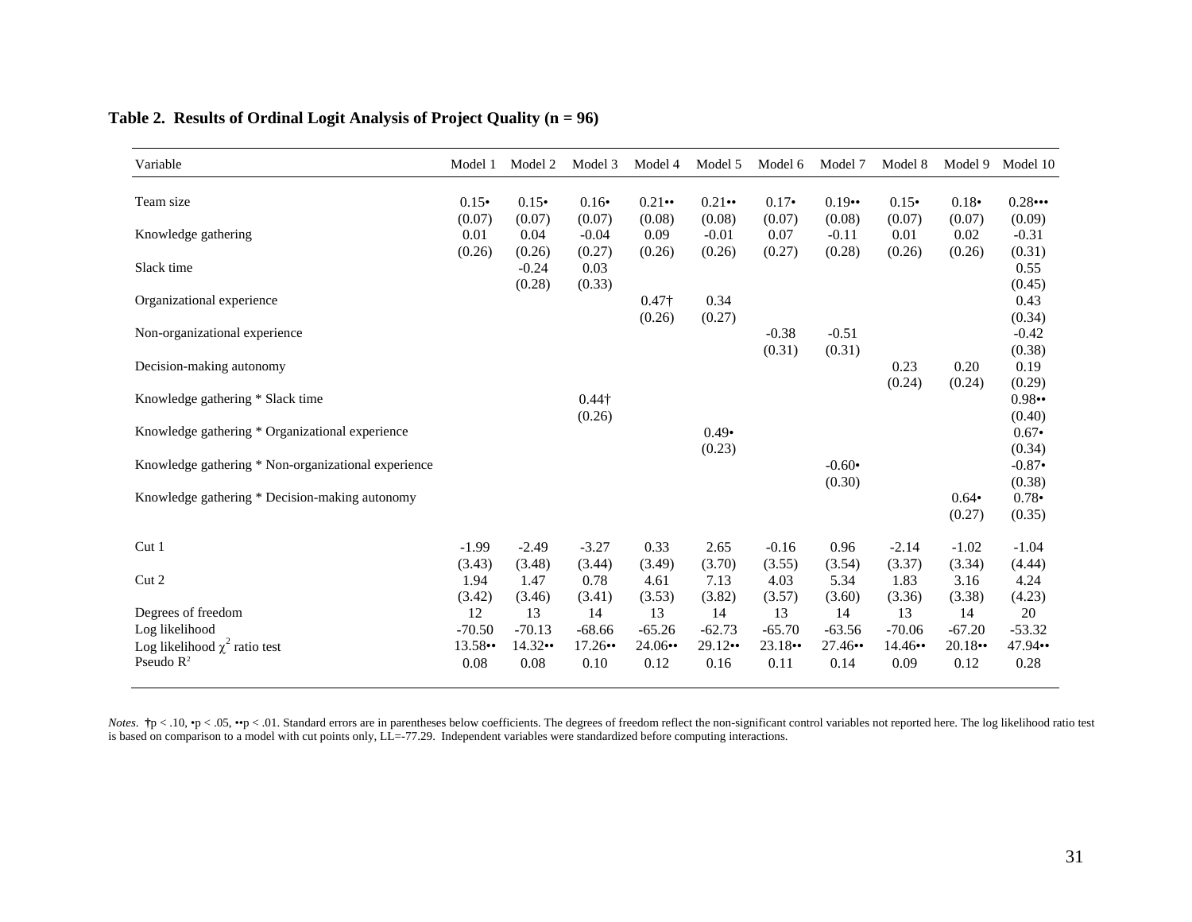**Table 2. Results of Ordinal Logit Analysis of Project Quality (n = 96)**

| Variable | Model 1 | Model 2 | Model 3 | Model 4 | Model 5 | Model 6 | Model 7 | Model 8 | Model 9 | Model 10 |
|---|---|---|---|---|---|---|---|---|---|---|
| Team size | 0.15• | 0.15• | 0.16• | 0.21•• | 0.21•• | 0.17• | 0.19•• | 0.15• | 0.18• | 0.28••• |
| | (0.07) | (0.07) | (0.07) | (0.08) | (0.08) | (0.07) | (0.08) | (0.07) | (0.07) | (0.09) |
| Knowledge gathering | 0.01 | 0.04 | -0.04 | 0.09 | -0.01 | 0.07 | -0.11 | 0.01 | 0.02 | -0.31 |
| | (0.26) | (0.26) | (0.27) | (0.26) | (0.26) | (0.27) | (0.28) | (0.26) | (0.26) | (0.31) |
| Slack time | | -0.24 | 0.03 | | | | | | | 0.55 |
| | | (0.28) | (0.33) | | | | | | | (0.45) |
| Organizational experience | | | | 0.47† | 0.34 | | | | | 0.43 |
| | | | | (0.26) | (0.27) | | | | | (0.34) |
| Non-organizational experience | | | | | | -0.38 | -0.51 | | | -0.42 |
| | | | | | | (0.31) | (0.31) | | | (0.38) |
| Decision-making autonomy | | | | | | | | 0.23 | 0.20 | 0.19 |
| | | | | | | | | (0.24) | (0.24) | (0.29) |
| Knowledge gathering * Slack time | | | 0.44† | | | | | | | 0.98•• |
| | | | (0.26) | | | | | | | (0.40) |
| Knowledge gathering * Organizational experience | | | | | 0.49• | | | | | 0.67• |
| | | | | | (0.23) | | | | | (0.34) |
| Knowledge gathering * Non-organizational experience | | | | | | | -0.60• | | | -0.87• |
| | | | | | | | (0.30) | | | (0.38) |
| Knowledge gathering * Decision-making autonomy | | | | | | | | | 0.64• | 0.78• |
| | | | | | | | | | (0.27) | (0.35) |
| Cut 1 | -1.99 | -2.49 | -3.27 | 0.33 | 2.65 | -0.16 | 0.96 | -2.14 | -1.02 | -1.04 |
| | (3.43) | (3.48) | (3.44) | (3.49) | (3.70) | (3.55) | (3.54) | (3.37) | (3.34) | (4.44) |
| Cut 2 | 1.94 | 1.47 | 0.78 | 4.61 | 7.13 | 4.03 | 5.34 | 1.83 | 3.16 | 4.24 |
| | (3.42) | (3.46) | (3.41) | (3.53) | (3.82) | (3.57) | (3.60) | (3.36) | (3.38) | (4.23) |
| Degrees of freedom | 12 | 13 | 14 | 13 | 14 | 13 | 14 | 13 | 14 | 20 |
| Log likelihood | -70.50 | -70.13 | -68.66 | -65.26 | -62.73 | -65.70 | -63.56 | -70.06 | -67.20 | -53.32 |
| Log likelihood $\chi^2$ ratio test | 13.58•• | 14.32•• | 17.26•• | 24.06•• | 29.12•• | 23.18•• | 27.46•• | 14.46•• | 20.18•• | 47.94•• |
| Pseudo $R^2$ | 0.08 | 0.08 | 0.10 | 0.12 | 0.16 | 0.11 | 0.14 | 0.09 | 0.12 | 0.28 |

*Notes*. †p < .10, •p < .05, ••p < .01. Standard errors are in parentheses below coefficients. The degrees of freedom reflect the non-significant control variables not reported here. The log likelihood ratio test is based on comparison to a model with cut points only, LL=-77.29. Independent variables were standardized before computing interactions.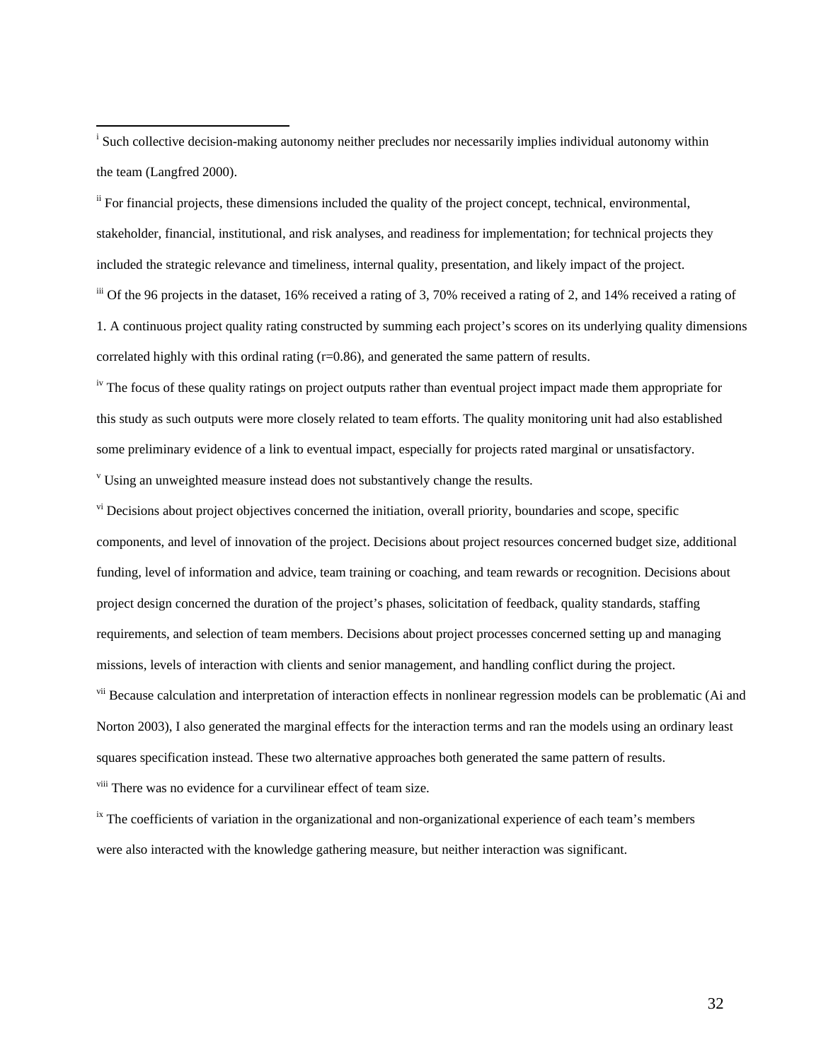[i] Such collective decision-making autonomy neither precludes nor necessarily implies individual autonomy within the team (Langfred 2000).

[ii] For financial projects, these dimensions included the quality of the project concept, technical, environmental, stakeholder, financial, institutional, and risk analyses, and readiness for implementation; for technical projects they included the strategic relevance and timeliness, internal quality, presentation, and likely impact of the project.

[iii] Of the 96 projects in the dataset, 16% received a rating of 3, 70% received a rating of 2, and 14% received a rating of 1. A continuous project quality rating constructed by summing each project's scores on its underlying quality dimensions correlated highly with this ordinal rating (r=0.86), and generated the same pattern of results.

[iv] The focus of these quality ratings on project outputs rather than eventual project impact made them appropriate for this study as such outputs were more closely related to team efforts. The quality monitoring unit had also established some preliminary evidence of a link to eventual impact, especially for projects rated marginal or unsatisfactory.

[v] Using an unweighted measure instead does not substantively change the results.

[vi] Decisions about project objectives concerned the initiation, overall priority, boundaries and scope, specific components, and level of innovation of the project. Decisions about project resources concerned budget size, additional funding, level of information and advice, team training or coaching, and team rewards or recognition. Decisions about project design concerned the duration of the project's phases, solicitation of feedback, quality standards, staffing requirements, and selection of team members. Decisions about project processes concerned setting up and managing missions, levels of interaction with clients and senior management, and handling conflict during the project.

[vii] Because calculation and interpretation of interaction effects in nonlinear regression models can be problematic (Ai and Norton 2003), I also generated the marginal effects for the interaction terms and ran the models using an ordinary least squares specification instead. These two alternative approaches both generated the same pattern of results.

[viii] There was no evidence for a curvilinear effect of team size.

[ix] The coefficients of variation in the organizational and non-organizational experience of each team's members were also interacted with the knowledge gathering measure, but neither interaction was significant.